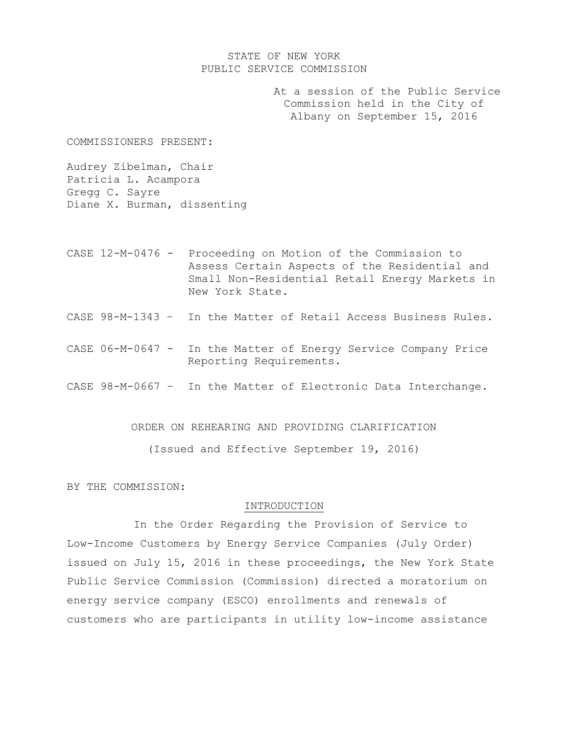STATE OF NEW YORK
PUBLIC SERVICE COMMISSION

At a session of the Public Service Commission held in the City of Albany on September 15, 2016

COMMISSIONERS PRESENT:

Audrey Zibelman, Chair
Patricia L. Acampora
Gregg C. Sayre
Diane X. Burman, dissenting

CASE 12-M-0476 - Proceeding on Motion of the Commission to Assess Certain Aspects of the Residential and Small Non-Residential Retail Energy Markets in New York State.

CASE 98-M-1343 – In the Matter of Retail Access Business Rules.

CASE 06-M-0647 - In the Matter of Energy Service Company Price Reporting Requirements.

CASE 98-M-0667 – In the Matter of Electronic Data Interchange.

ORDER ON REHEARING AND PROVIDING CLARIFICATION

(Issued and Effective September 19, 2016)

BY THE COMMISSION:

## INTRODUCTION

In the Order Regarding the Provision of Service to Low-Income Customers by Energy Service Companies (July Order) issued on July 15, 2016 in these proceedings, the New York State Public Service Commission (Commission) directed a moratorium on energy service company (ESCO) enrollments and renewals of customers who are participants in utility low-income assistance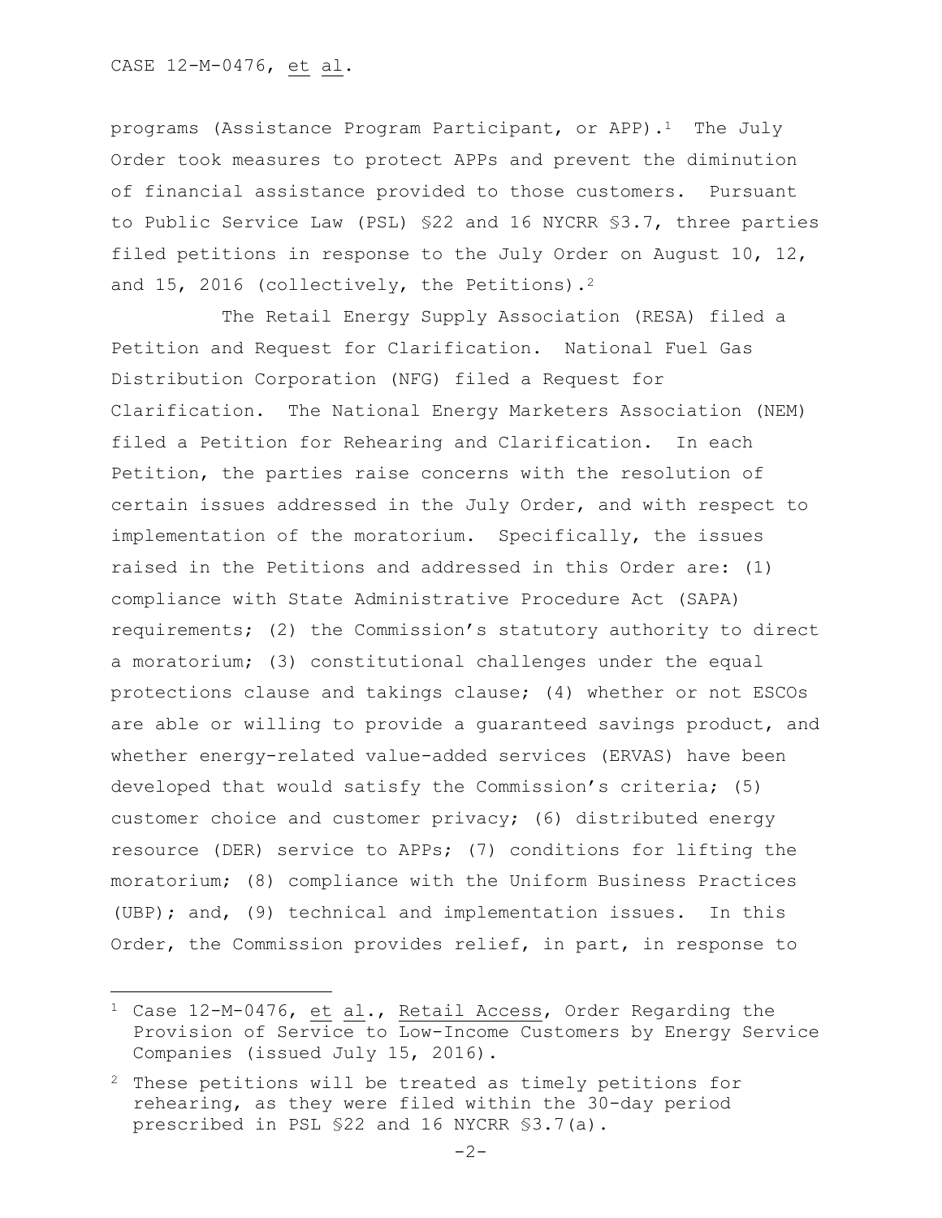programs (Assistance Program Participant, or APP).[1] The July Order took measures to protect APPs and prevent the diminution of financial assistance provided to those customers. Pursuant to Public Service Law (PSL) §22 and 16 NYCRR §3.7, three parties filed petitions in response to the July Order on August 10, 12, and 15, 2016 (collectively, the Petitions).[2]

The Retail Energy Supply Association (RESA) filed a Petition and Request for Clarification. National Fuel Gas Distribution Corporation (NFG) filed a Request for Clarification. The National Energy Marketers Association (NEM) filed a Petition for Rehearing and Clarification. In each Petition, the parties raise concerns with the resolution of certain issues addressed in the July Order, and with respect to implementation of the moratorium. Specifically, the issues raised in the Petitions and addressed in this Order are: (1) compliance with State Administrative Procedure Act (SAPA) requirements; (2) the Commission's statutory authority to direct a moratorium; (3) constitutional challenges under the equal protections clause and takings clause; (4) whether or not ESCOs are able or willing to provide a guaranteed savings product, and whether energy-related value-added services (ERVAS) have been developed that would satisfy the Commission's criteria; (5) customer choice and customer privacy; (6) distributed energy resource (DER) service to APPs; (7) conditions for lifting the moratorium; (8) compliance with the Uniform Business Practices (UBP); and, (9) technical and implementation issues. In this Order, the Commission provides relief, in part, in response to

---

[1] Case 12-M-0476, et al., Retail Access, Order Regarding the Provision of Service to Low-Income Customers by Energy Service Companies (issued July 15, 2016).

[2] These petitions will be treated as timely petitions for rehearing, as they were filed within the 30-day period prescribed in PSL §22 and 16 NYCRR §3.7(a).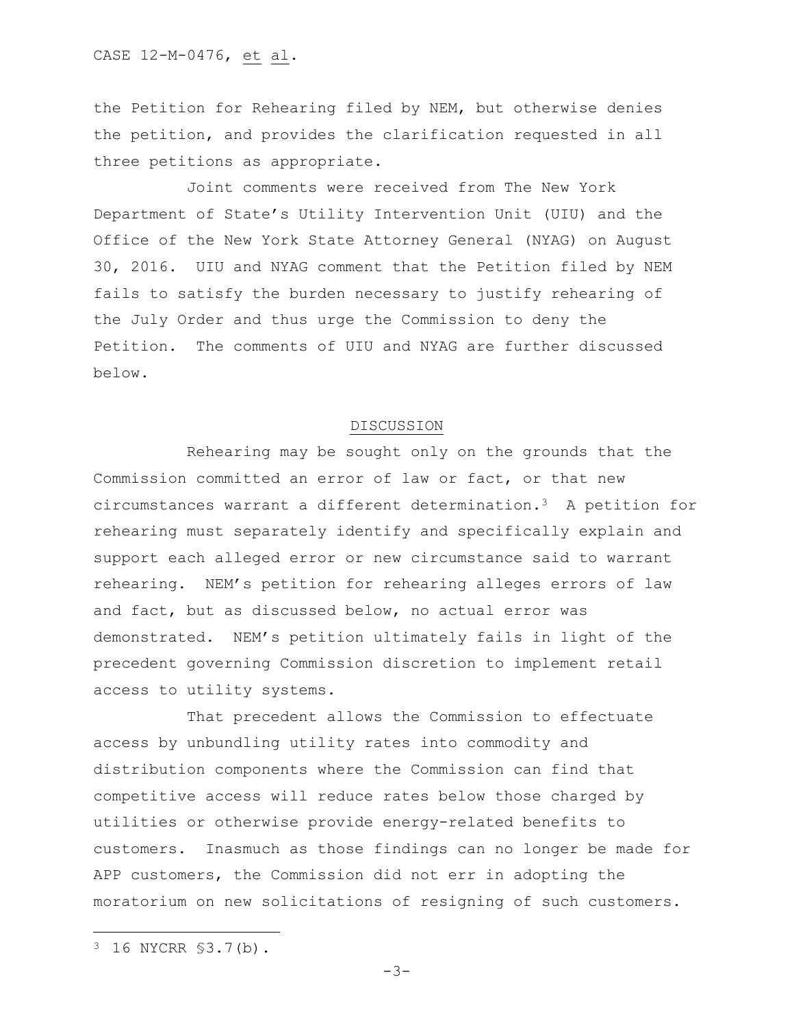the Petition for Rehearing filed by NEM, but otherwise denies the petition, and provides the clarification requested in all three petitions as appropriate.

Joint comments were received from The New York Department of State's Utility Intervention Unit (UIU) and the Office of the New York State Attorney General (NYAG) on August 30, 2016. UIU and NYAG comment that the Petition filed by NEM fails to satisfy the burden necessary to justify rehearing of the July Order and thus urge the Commission to deny the Petition. The comments of UIU and NYAG are further discussed below.

## DISCUSSION

Rehearing may be sought only on the grounds that the Commission committed an error of law or fact, or that new circumstances warrant a different determination.[3] A petition for rehearing must separately identify and specifically explain and support each alleged error or new circumstance said to warrant rehearing. NEM's petition for rehearing alleges errors of law and fact, but as discussed below, no actual error was demonstrated. NEM's petition ultimately fails in light of the precedent governing Commission discretion to implement retail access to utility systems.

That precedent allows the Commission to effectuate access by unbundling utility rates into commodity and distribution components where the Commission can find that competitive access will reduce rates below those charged by utilities or otherwise provide energy-related benefits to customers. Inasmuch as those findings can no longer be made for APP customers, the Commission did not err in adopting the moratorium on new solicitations of resigning of such customers.

---

[3] 16 NYCRR §3.7(b).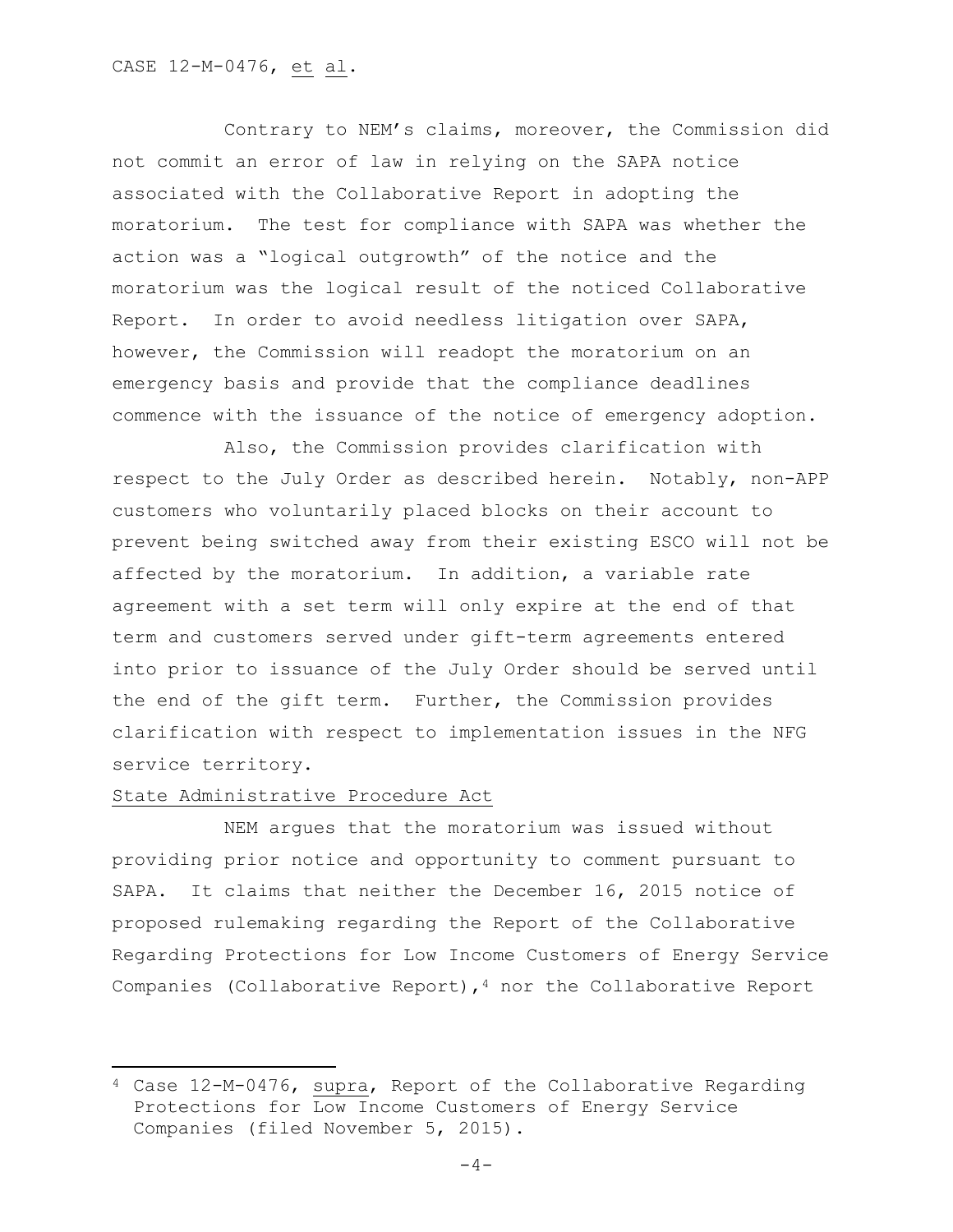Contrary to NEM's claims, moreover, the Commission did not commit an error of law in relying on the SAPA notice associated with the Collaborative Report in adopting the moratorium. The test for compliance with SAPA was whether the action was a "logical outgrowth" of the notice and the moratorium was the logical result of the noticed Collaborative Report. In order to avoid needless litigation over SAPA, however, the Commission will readopt the moratorium on an emergency basis and provide that the compliance deadlines commence with the issuance of the notice of emergency adoption.

Also, the Commission provides clarification with respect to the July Order as described herein. Notably, non-APP customers who voluntarily placed blocks on their account to prevent being switched away from their existing ESCO will not be affected by the moratorium. In addition, a variable rate agreement with a set term will only expire at the end of that term and customers served under gift-term agreements entered into prior to issuance of the July Order should be served until the end of the gift term. Further, the Commission provides clarification with respect to implementation issues in the NFG service territory.

<u>State Administrative Procedure Act</u>

NEM argues that the moratorium was issued without providing prior notice and opportunity to comment pursuant to SAPA. It claims that neither the December 16, 2015 notice of proposed rulemaking regarding the Report of the Collaborative Regarding Protections for Low Income Customers of Energy Service Companies (Collaborative Report),[4] nor the Collaborative Report

---

[4] Case 12-M-0476, <u>supra</u>, Report of the Collaborative Regarding Protections for Low Income Customers of Energy Service Companies (filed November 5, 2015).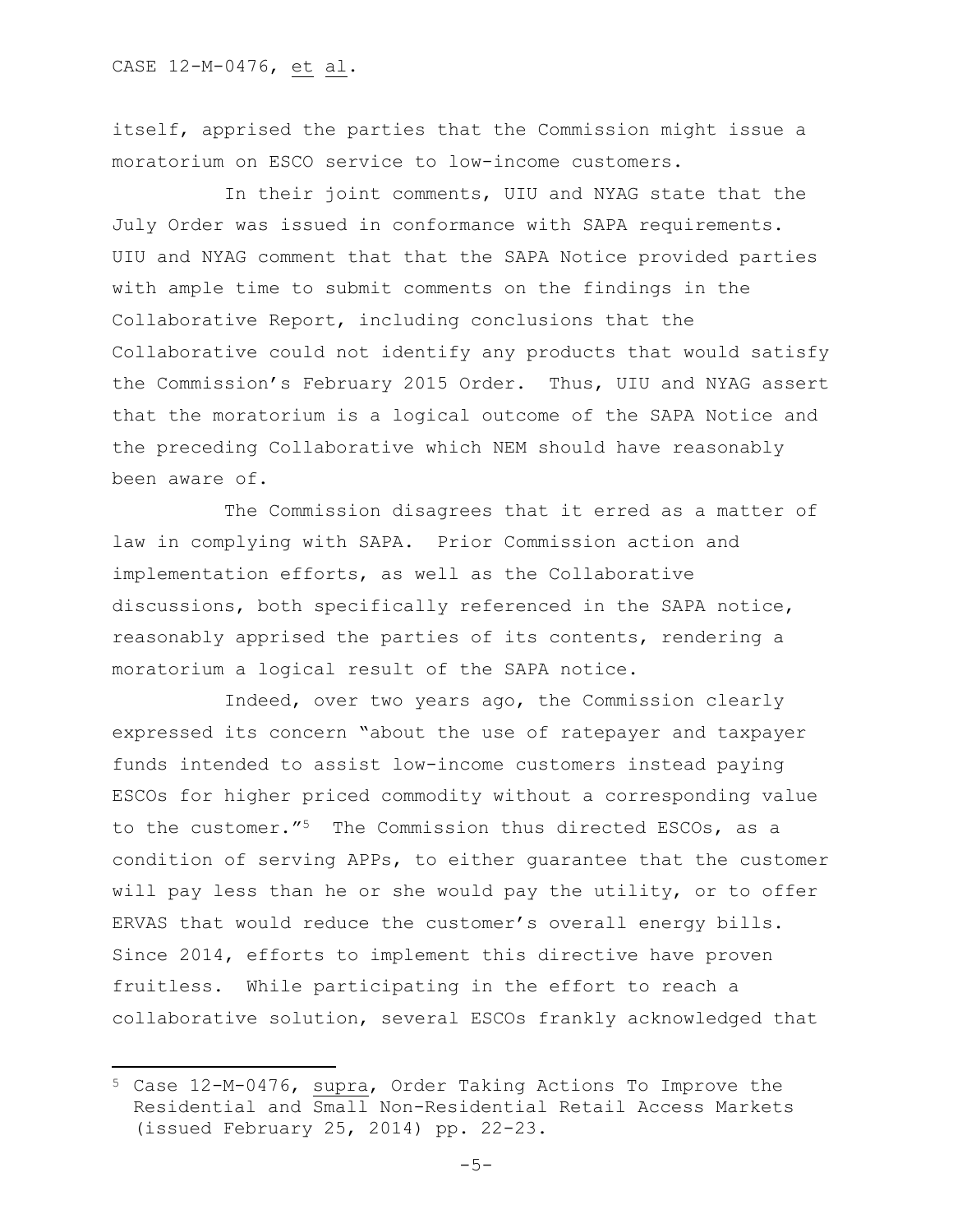itself, apprised the parties that the Commission might issue a moratorium on ESCO service to low-income customers.

In their joint comments, UIU and NYAG state that the July Order was issued in conformance with SAPA requirements. UIU and NYAG comment that that the SAPA Notice provided parties with ample time to submit comments on the findings in the Collaborative Report, including conclusions that the Collaborative could not identify any products that would satisfy the Commission's February 2015 Order. Thus, UIU and NYAG assert that the moratorium is a logical outcome of the SAPA Notice and the preceding Collaborative which NEM should have reasonably been aware of.

The Commission disagrees that it erred as a matter of law in complying with SAPA. Prior Commission action and implementation efforts, as well as the Collaborative discussions, both specifically referenced in the SAPA notice, reasonably apprised the parties of its contents, rendering a moratorium a logical result of the SAPA notice.

Indeed, over two years ago, the Commission clearly expressed its concern "about the use of ratepayer and taxpayer funds intended to assist low-income customers instead paying ESCOs for higher priced commodity without a corresponding value to the customer."[5] The Commission thus directed ESCOs, as a condition of serving APPs, to either guarantee that the customer will pay less than he or she would pay the utility, or to offer ERVAS that would reduce the customer's overall energy bills. Since 2014, efforts to implement this directive have proven fruitless. While participating in the effort to reach a collaborative solution, several ESCOs frankly acknowledged that

---

[5] Case 12-M-0476, supra, Order Taking Actions To Improve the Residential and Small Non-Residential Retail Access Markets (issued February 25, 2014) pp. 22-23.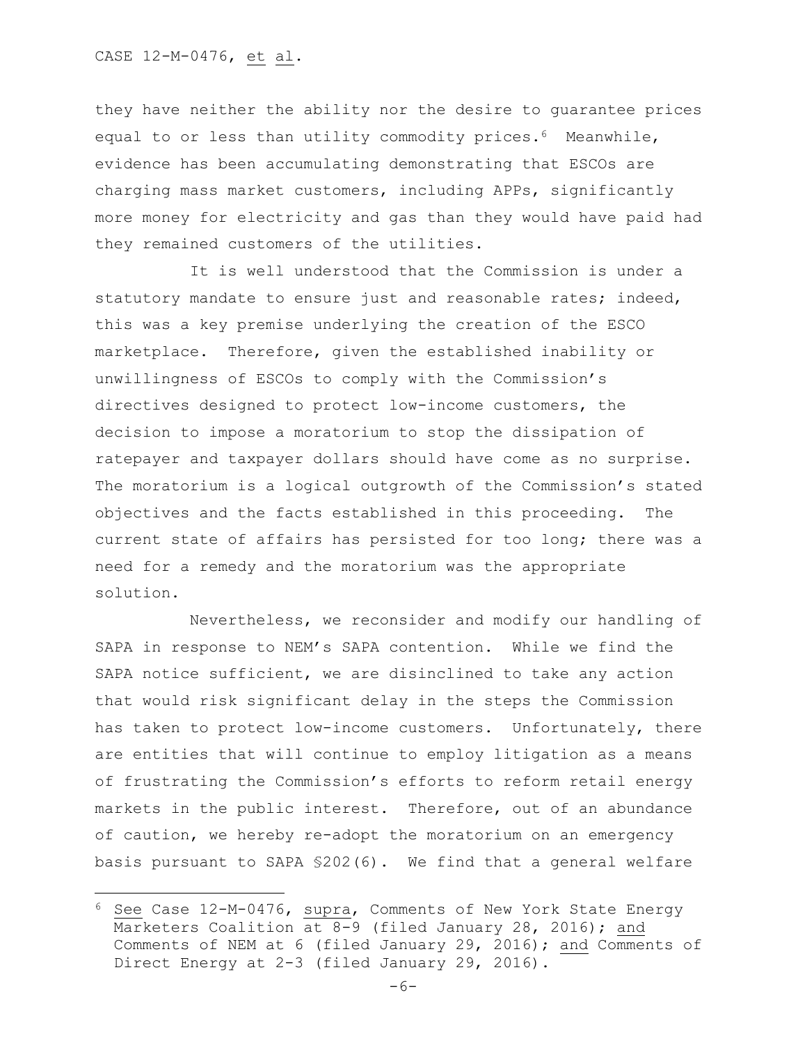they have neither the ability nor the desire to guarantee prices equal to or less than utility commodity prices.[6] Meanwhile, evidence has been accumulating demonstrating that ESCOs are charging mass market customers, including APPs, significantly more money for electricity and gas than they would have paid had they remained customers of the utilities.

It is well understood that the Commission is under a statutory mandate to ensure just and reasonable rates; indeed, this was a key premise underlying the creation of the ESCO marketplace. Therefore, given the established inability or unwillingness of ESCOs to comply with the Commission's directives designed to protect low-income customers, the decision to impose a moratorium to stop the dissipation of ratepayer and taxpayer dollars should have come as no surprise. The moratorium is a logical outgrowth of the Commission's stated objectives and the facts established in this proceeding. The current state of affairs has persisted for too long; there was a need for a remedy and the moratorium was the appropriate solution.

Nevertheless, we reconsider and modify our handling of SAPA in response to NEM's SAPA contention. While we find the SAPA notice sufficient, we are disinclined to take any action that would risk significant delay in the steps the Commission has taken to protect low-income customers. Unfortunately, there are entities that will continue to employ litigation as a means of frustrating the Commission's efforts to reform retail energy markets in the public interest. Therefore, out of an abundance of caution, we hereby re-adopt the moratorium on an emergency basis pursuant to SAPA §202(6). We find that a general welfare

---

[6] See Case 12-M-0476, supra, Comments of New York State Energy Marketers Coalition at 8-9 (filed January 28, 2016); and Comments of NEM at 6 (filed January 29, 2016); and Comments of Direct Energy at 2-3 (filed January 29, 2016).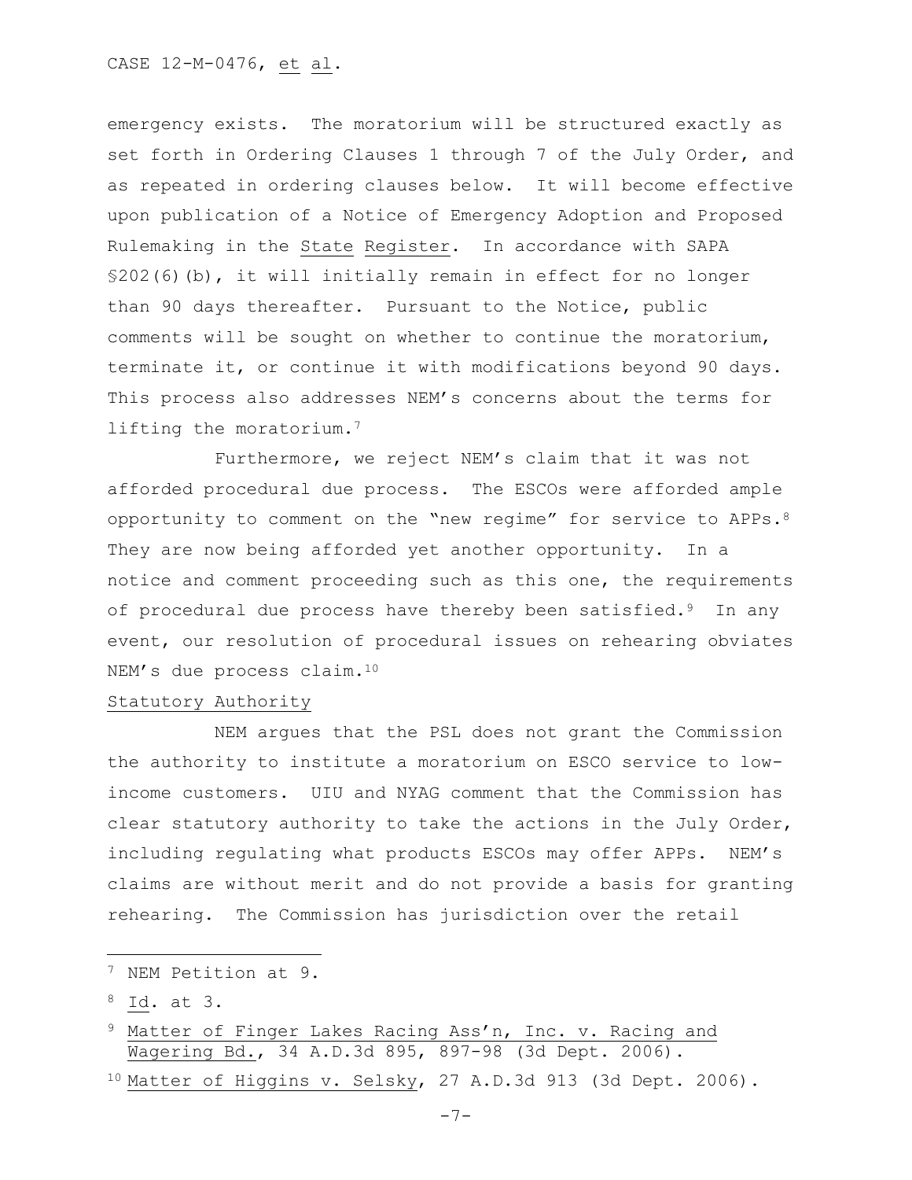emergency exists. The moratorium will be structured exactly as set forth in Ordering Clauses 1 through 7 of the July Order, and as repeated in ordering clauses below. It will become effective upon publication of a Notice of Emergency Adoption and Proposed Rulemaking in the State Register. In accordance with SAPA §202(6)(b), it will initially remain in effect for no longer than 90 days thereafter. Pursuant to the Notice, public comments will be sought on whether to continue the moratorium, terminate it, or continue it with modifications beyond 90 days. This process also addresses NEM's concerns about the terms for lifting the moratorium.[7]

Furthermore, we reject NEM's claim that it was not afforded procedural due process. The ESCOs were afforded ample opportunity to comment on the "new regime" for service to APPs.[8] They are now being afforded yet another opportunity. In a notice and comment proceeding such as this one, the requirements of procedural due process have thereby been satisfied.[9] In any event, our resolution of procedural issues on rehearing obviates NEM's due process claim.[10]

Statutory Authority

NEM argues that the PSL does not grant the Commission the authority to institute a moratorium on ESCO service to low-income customers. UIU and NYAG comment that the Commission has clear statutory authority to take the actions in the July Order, including regulating what products ESCOs may offer APPs. NEM's claims are without merit and do not provide a basis for granting rehearing. The Commission has jurisdiction over the retail

---

[7] NEM Petition at 9.

[8] Id. at 3.

[9] Matter of Finger Lakes Racing Ass'n, Inc. v. Racing and Wagering Bd., 34 A.D.3d 895, 897-98 (3d Dept. 2006).

[10] Matter of Higgins v. Selsky, 27 A.D.3d 913 (3d Dept. 2006).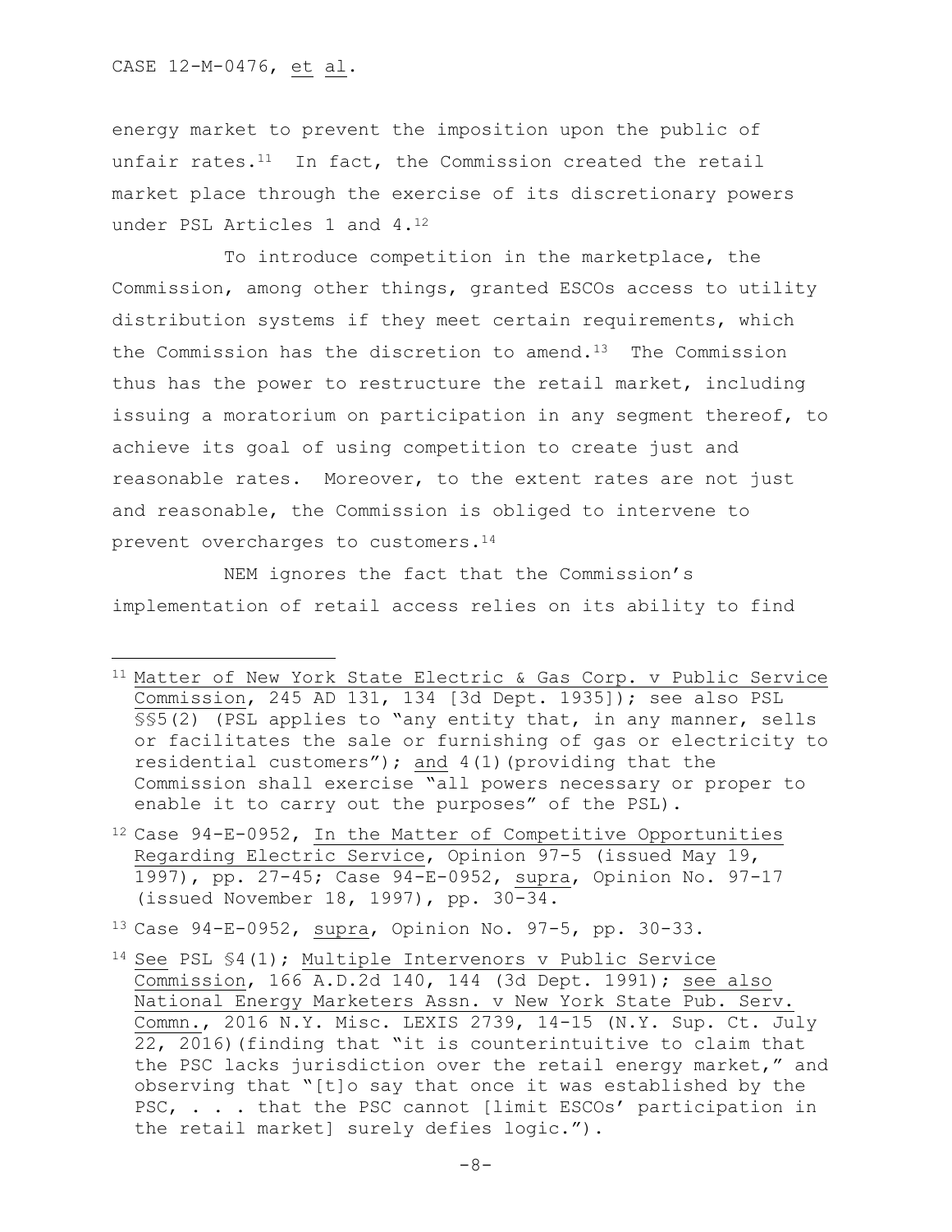energy market to prevent the imposition upon the public of unfair rates.[11] In fact, the Commission created the retail market place through the exercise of its discretionary powers under PSL Articles 1 and 4.[12]

To introduce competition in the marketplace, the Commission, among other things, granted ESCOs access to utility distribution systems if they meet certain requirements, which the Commission has the discretion to amend.[13] The Commission thus has the power to restructure the retail market, including issuing a moratorium on participation in any segment thereof, to achieve its goal of using competition to create just and reasonable rates. Moreover, to the extent rates are not just and reasonable, the Commission is obliged to intervene to prevent overcharges to customers.[14]

NEM ignores the fact that the Commission's implementation of retail access relies on its ability to find

---

[11] Matter of New York State Electric & Gas Corp. v Public Service Commission, 245 AD 131, 134 [3d Dept. 1935]); see also PSL §§5(2) (PSL applies to "any entity that, in any manner, sells or facilitates the sale or furnishing of gas or electricity to residential customers"); and 4(1)(providing that the Commission shall exercise "all powers necessary or proper to enable it to carry out the purposes" of the PSL).

[12] Case 94-E-0952, In the Matter of Competitive Opportunities Regarding Electric Service, Opinion 97-5 (issued May 19, 1997), pp. 27-45; Case 94-E-0952, supra, Opinion No. 97-17 (issued November 18, 1997), pp. 30-34.

[13] Case 94-E-0952, supra, Opinion No. 97-5, pp. 30-33.

[14] See PSL §4(1); Multiple Intervenors v Public Service Commission, 166 A.D.2d 140, 144 (3d Dept. 1991); see also National Energy Marketers Assn. v New York State Pub. Serv. Commn., 2016 N.Y. Misc. LEXIS 2739, 14-15 (N.Y. Sup. Ct. July 22, 2016)(finding that "it is counterintuitive to claim that the PSC lacks jurisdiction over the retail energy market," and observing that "[t]o say that once it was established by the PSC, . . . that the PSC cannot [limit ESCOs' participation in the retail market] surely defies logic.").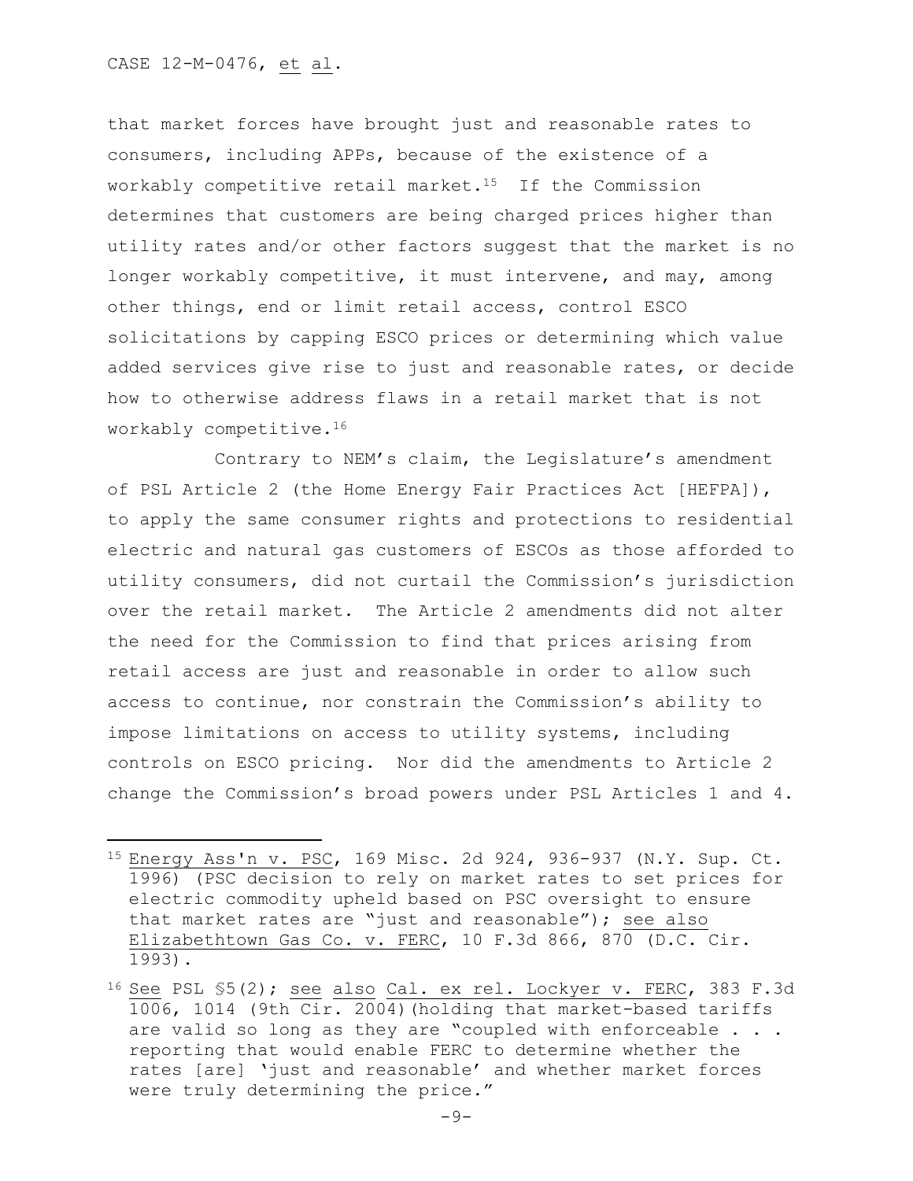that market forces have brought just and reasonable rates to consumers, including APPs, because of the existence of a workably competitive retail market.[15] If the Commission determines that customers are being charged prices higher than utility rates and/or other factors suggest that the market is no longer workably competitive, it must intervene, and may, among other things, end or limit retail access, control ESCO solicitations by capping ESCO prices or determining which value added services give rise to just and reasonable rates, or decide how to otherwise address flaws in a retail market that is not workably competitive.[16]

Contrary to NEM's claim, the Legislature's amendment of PSL Article 2 (the Home Energy Fair Practices Act [HEFPA]), to apply the same consumer rights and protections to residential electric and natural gas customers of ESCOs as those afforded to utility consumers, did not curtail the Commission's jurisdiction over the retail market. The Article 2 amendments did not alter the need for the Commission to find that prices arising from retail access are just and reasonable in order to allow such access to continue, nor constrain the Commission's ability to impose limitations on access to utility systems, including controls on ESCO pricing. Nor did the amendments to Article 2 change the Commission's broad powers under PSL Articles 1 and 4.

---

[15] Energy Ass'n v. PSC, 169 Misc. 2d 924, 936-937 (N.Y. Sup. Ct. 1996) (PSC decision to rely on market rates to set prices for electric commodity upheld based on PSC oversight to ensure that market rates are "just and reasonable"); see also Elizabethtown Gas Co. v. FERC, 10 F.3d 866, 870 (D.C. Cir. 1993).

[16] See PSL §5(2); see also Cal. ex rel. Lockyer v. FERC, 383 F.3d 1006, 1014 (9th Cir. 2004)(holding that market-based tariffs are valid so long as they are "coupled with enforceable . . . reporting that would enable FERC to determine whether the rates [are] 'just and reasonable' and whether market forces were truly determining the price."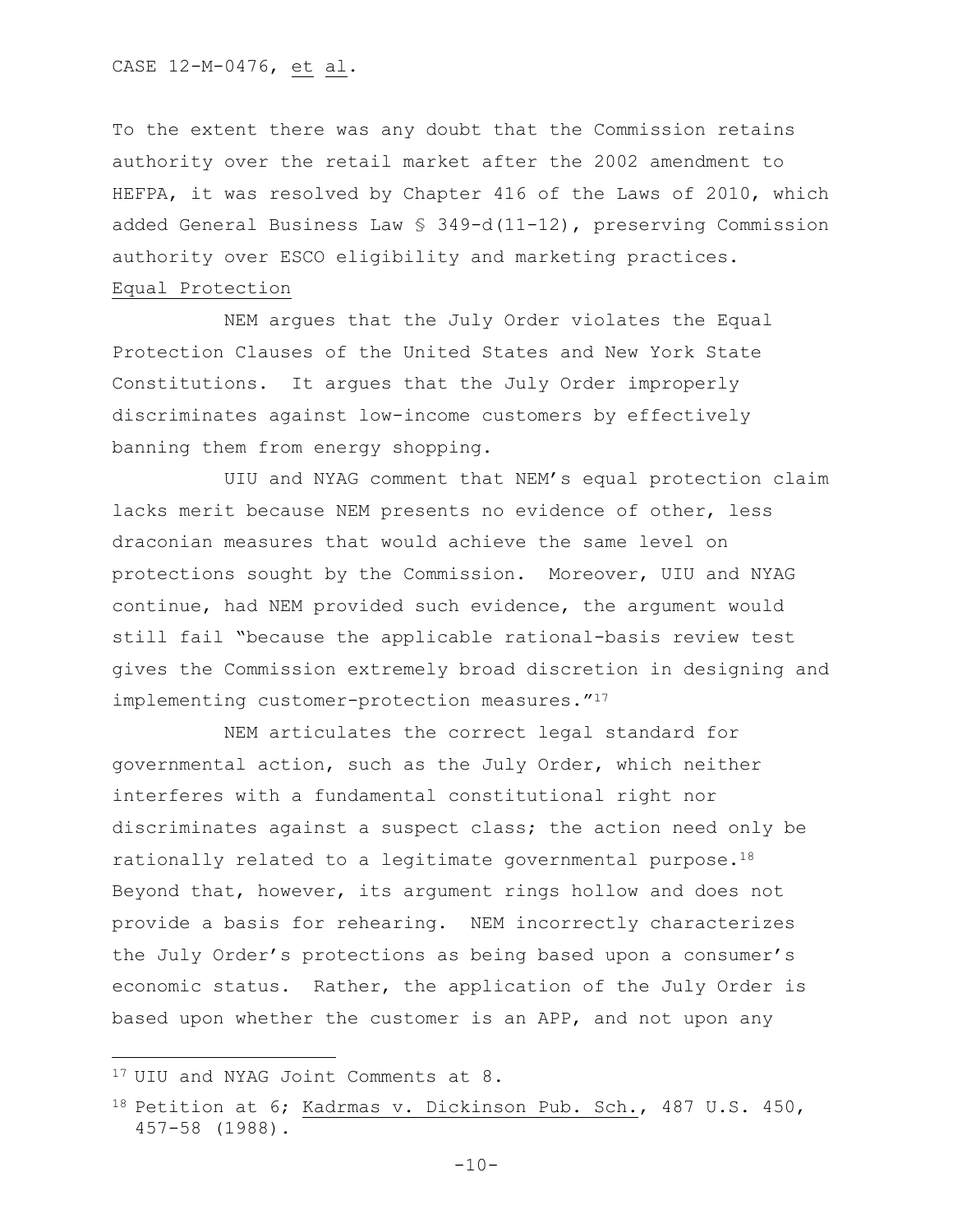To the extent there was any doubt that the Commission retains authority over the retail market after the 2002 amendment to HEFPA, it was resolved by Chapter 416 of the Laws of 2010, which added General Business Law § 349-d(11-12), preserving Commission authority over ESCO eligibility and marketing practices.

Equal Protection

NEM argues that the July Order violates the Equal Protection Clauses of the United States and New York State Constitutions. It argues that the July Order improperly discriminates against low-income customers by effectively banning them from energy shopping.

UIU and NYAG comment that NEM's equal protection claim lacks merit because NEM presents no evidence of other, less draconian measures that would achieve the same level on protections sought by the Commission. Moreover, UIU and NYAG continue, had NEM provided such evidence, the argument would still fail "because the applicable rational-basis review test gives the Commission extremely broad discretion in designing and implementing customer-protection measures."[17]

NEM articulates the correct legal standard for governmental action, such as the July Order, which neither interferes with a fundamental constitutional right nor discriminates against a suspect class; the action need only be rationally related to a legitimate governmental purpose.[18] Beyond that, however, its argument rings hollow and does not provide a basis for rehearing. NEM incorrectly characterizes the July Order's protections as being based upon a consumer's economic status. Rather, the application of the July Order is based upon whether the customer is an APP, and not upon any

---

[17] UIU and NYAG Joint Comments at 8.

[18] Petition at 6; Kadrmas v. Dickinson Pub. Sch., 487 U.S. 450, 457-58 (1988).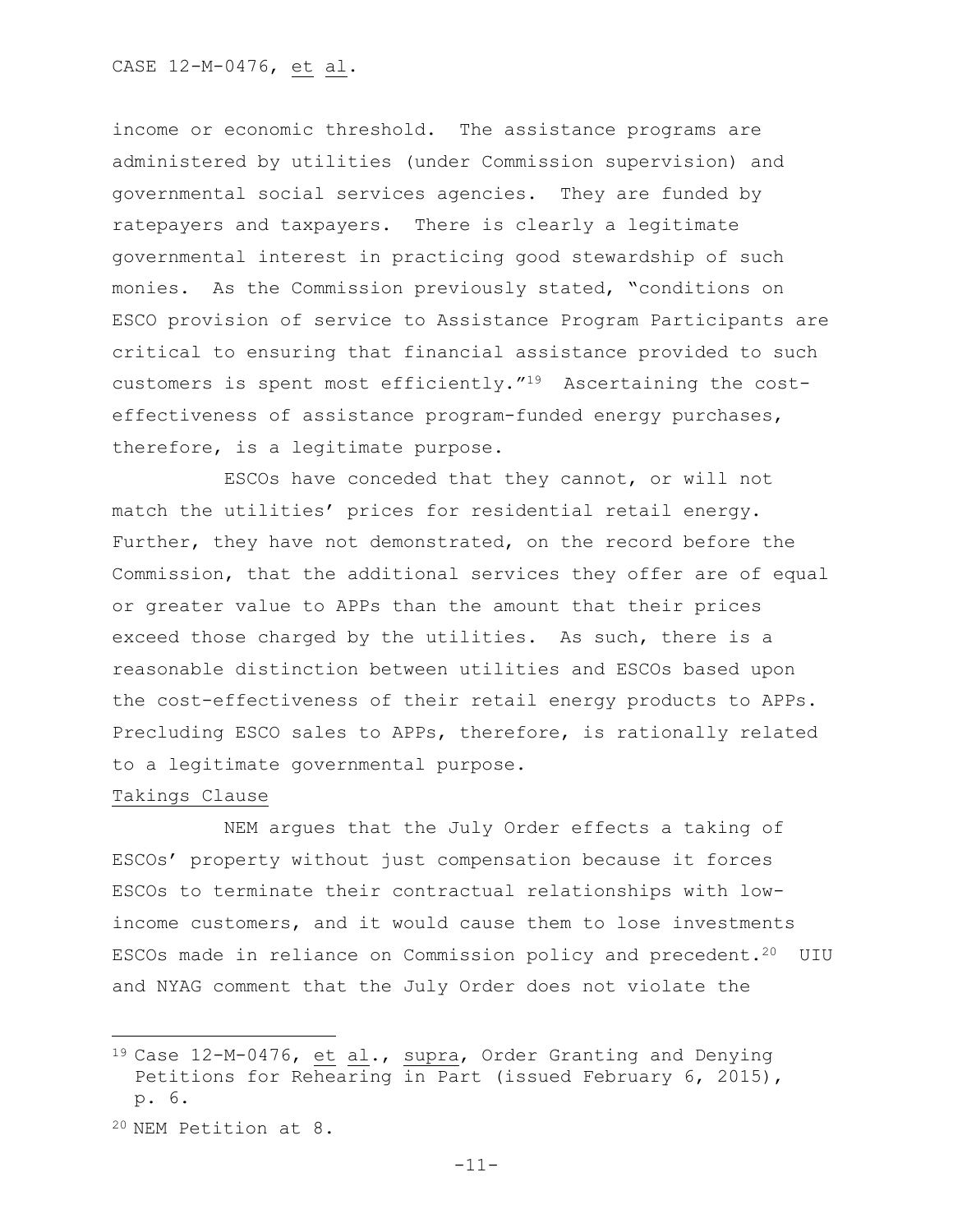income or economic threshold. The assistance programs are administered by utilities (under Commission supervision) and governmental social services agencies. They are funded by ratepayers and taxpayers. There is clearly a legitimate governmental interest in practicing good stewardship of such monies. As the Commission previously stated, "conditions on ESCO provision of service to Assistance Program Participants are critical to ensuring that financial assistance provided to such customers is spent most efficiently."[19] Ascertaining the cost-effectiveness of assistance program-funded energy purchases, therefore, is a legitimate purpose.

ESCOs have conceded that they cannot, or will not match the utilities' prices for residential retail energy. Further, they have not demonstrated, on the record before the Commission, that the additional services they offer are of equal or greater value to APPs than the amount that their prices exceed those charged by the utilities. As such, there is a reasonable distinction between utilities and ESCOs based upon the cost-effectiveness of their retail energy products to APPs. Precluding ESCO sales to APPs, therefore, is rationally related to a legitimate governmental purpose.

Takings Clause

NEM argues that the July Order effects a taking of ESCOs' property without just compensation because it forces ESCOs to terminate their contractual relationships with low-income customers, and it would cause them to lose investments ESCOs made in reliance on Commission policy and precedent.[20] UIU and NYAG comment that the July Order does not violate the

---

[19] Case 12-M-0476, et al., supra, Order Granting and Denying Petitions for Rehearing in Part (issued February 6, 2015), p. 6.

[20] NEM Petition at 8.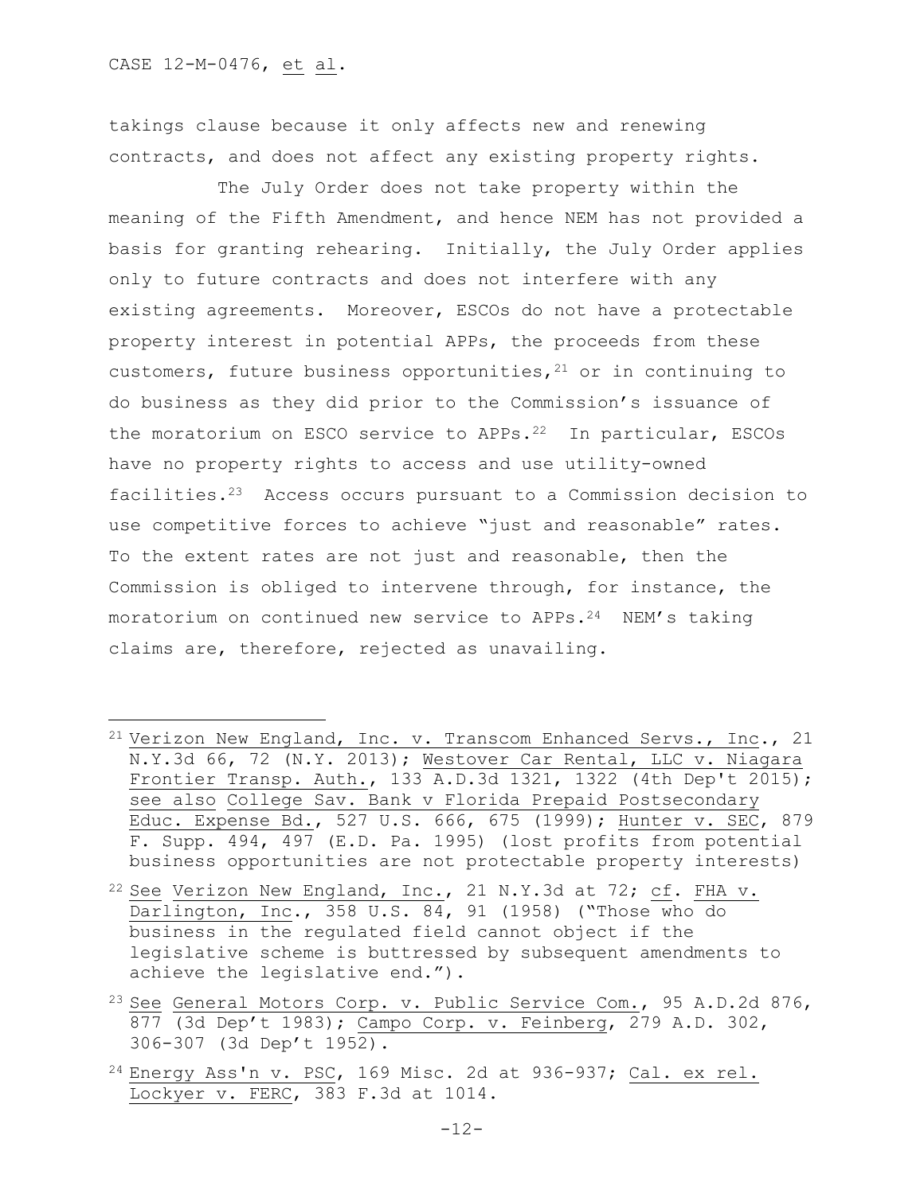takings clause because it only affects new and renewing contracts, and does not affect any existing property rights.

The July Order does not take property within the meaning of the Fifth Amendment, and hence NEM has not provided a basis for granting rehearing. Initially, the July Order applies only to future contracts and does not interfere with any existing agreements. Moreover, ESCOs do not have a protectable property interest in potential APPs, the proceeds from these customers, future business opportunities,[21] or in continuing to do business as they did prior to the Commission's issuance of the moratorium on ESCO service to APPs.[22] In particular, ESCOs have no property rights to access and use utility-owned facilities.[23] Access occurs pursuant to a Commission decision to use competitive forces to achieve "just and reasonable" rates. To the extent rates are not just and reasonable, then the Commission is obliged to intervene through, for instance, the moratorium on continued new service to APPs.[24] NEM's taking claims are, therefore, rejected as unavailing.

---

[21] Verizon New England, Inc. v. Transcom Enhanced Servs., Inc., 21 N.Y.3d 66, 72 (N.Y. 2013); Westover Car Rental, LLC v. Niagara Frontier Transp. Auth., 133 A.D.3d 1321, 1322 (4th Dep't 2015); see also College Sav. Bank v Florida Prepaid Postsecondary Educ. Expense Bd., 527 U.S. 666, 675 (1999); Hunter v. SEC, 879 F. Supp. 494, 497 (E.D. Pa. 1995) (lost profits from potential business opportunities are not protectable property interests)

[22] See Verizon New England, Inc., 21 N.Y.3d at 72; cf. FHA v. Darlington, Inc., 358 U.S. 84, 91 (1958) ("Those who do business in the regulated field cannot object if the legislative scheme is buttressed by subsequent amendments to achieve the legislative end.").

[23] See General Motors Corp. v. Public Service Com., 95 A.D.2d 876, 877 (3d Dep't 1983); Campo Corp. v. Feinberg, 279 A.D. 302, 306-307 (3d Dep't 1952).

[24] Energy Ass'n v. PSC, 169 Misc. 2d at 936-937; Cal. ex rel. Lockyer v. FERC, 383 F.3d at 1014.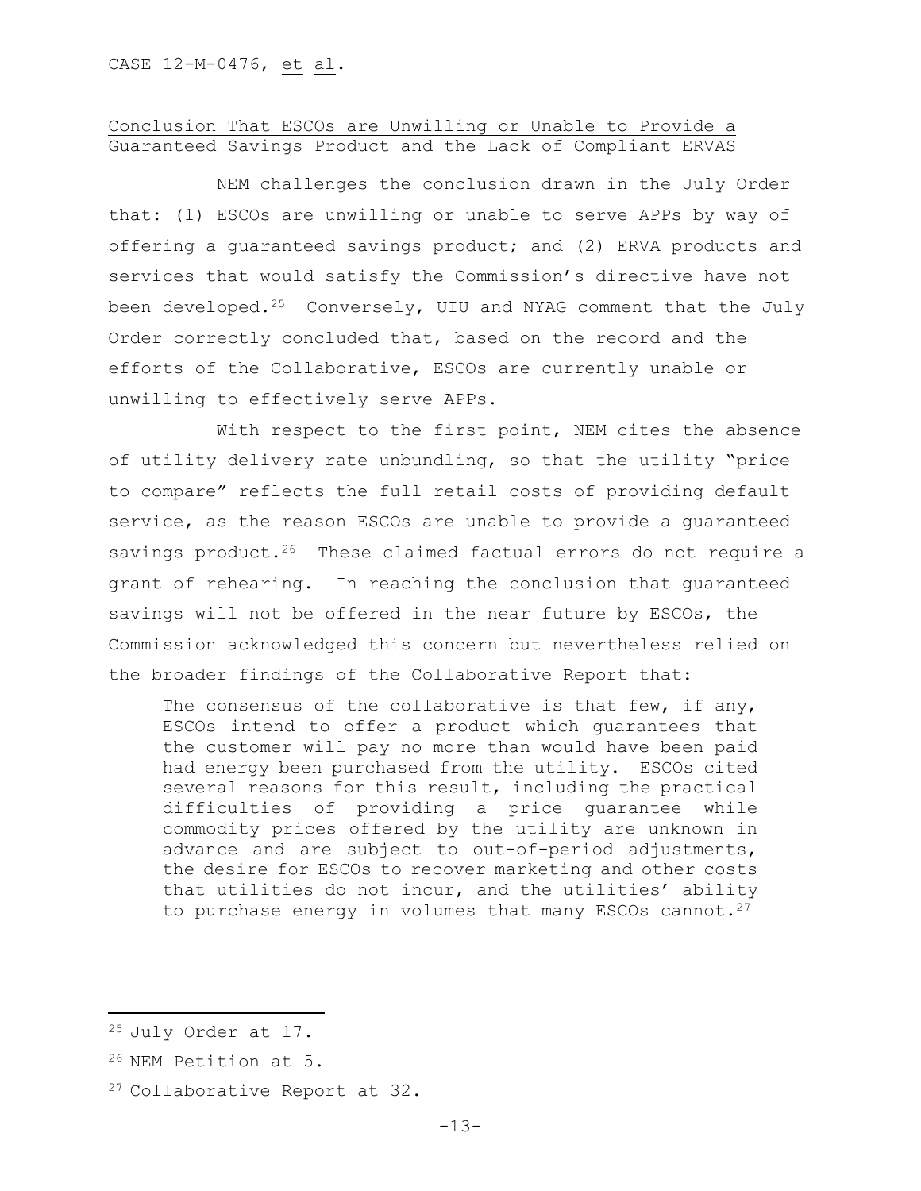## Conclusion That ESCOs are Unwilling or Unable to Provide a Guaranteed Savings Product and the Lack of Compliant ERVAS

NEM challenges the conclusion drawn in the July Order that: (1) ESCOs are unwilling or unable to serve APPs by way of offering a guaranteed savings product; and (2) ERVA products and services that would satisfy the Commission's directive have not been developed.[25] Conversely, UIU and NYAG comment that the July Order correctly concluded that, based on the record and the efforts of the Collaborative, ESCOs are currently unable or unwilling to effectively serve APPs.

With respect to the first point, NEM cites the absence of utility delivery rate unbundling, so that the utility "price to compare" reflects the full retail costs of providing default service, as the reason ESCOs are unable to provide a guaranteed savings product.[26] These claimed factual errors do not require a grant of rehearing. In reaching the conclusion that guaranteed savings will not be offered in the near future by ESCOs, the Commission acknowledged this concern but nevertheless relied on the broader findings of the Collaborative Report that:

> The consensus of the collaborative is that few, if any, ESCOs intend to offer a product which guarantees that the customer will pay no more than would have been paid had energy been purchased from the utility. ESCOs cited several reasons for this result, including the practical difficulties of providing a price guarantee while commodity prices offered by the utility are unknown in advance and are subject to out-of-period adjustments, the desire for ESCOs to recover marketing and other costs that utilities do not incur, and the utilities' ability to purchase energy in volumes that many ESCOs cannot.[27]

---

[25] July Order at 17.

[26] NEM Petition at 5.

[27] Collaborative Report at 32.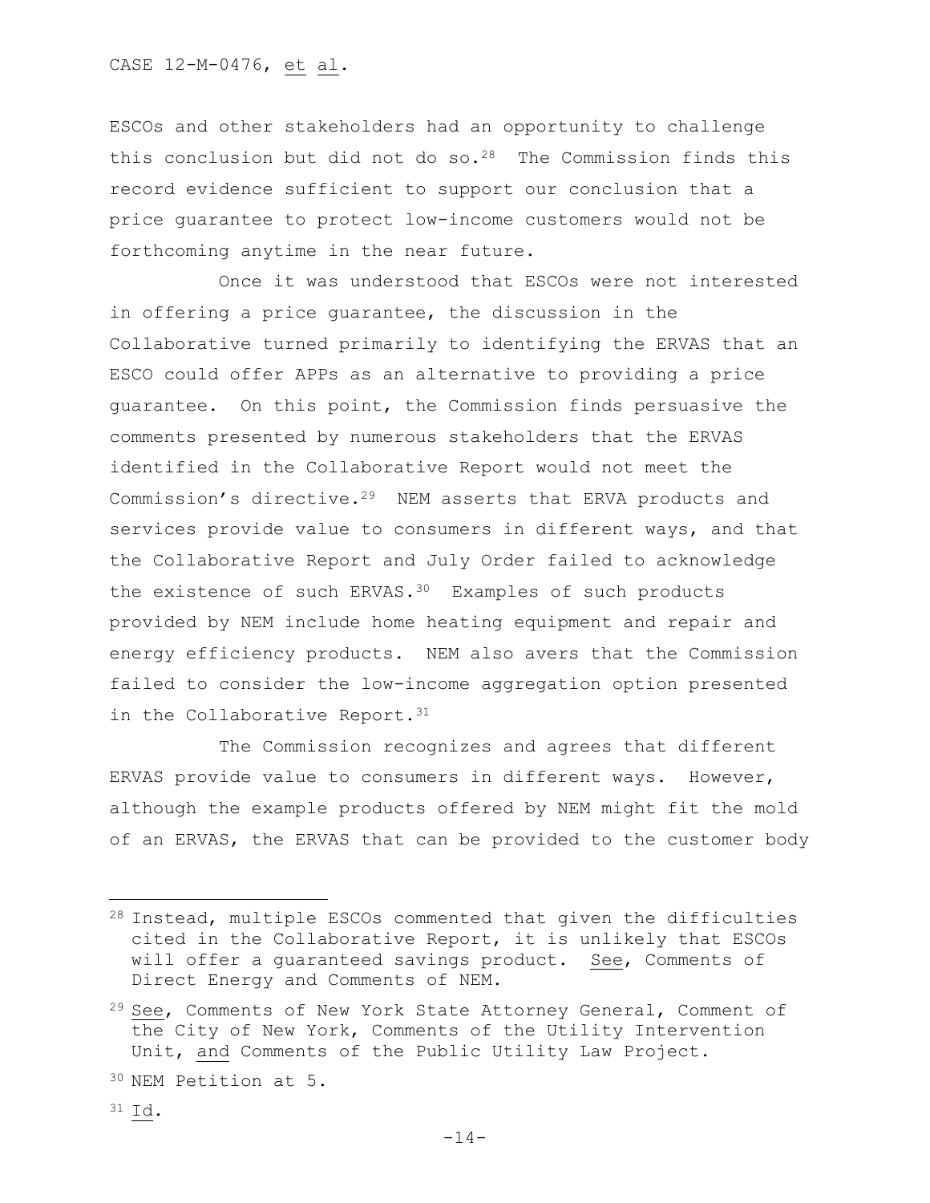ESCOs and other stakeholders had an opportunity to challenge this conclusion but did not do so.[28] The Commission finds this record evidence sufficient to support our conclusion that a price guarantee to protect low-income customers would not be forthcoming anytime in the near future.

Once it was understood that ESCOs were not interested in offering a price guarantee, the discussion in the Collaborative turned primarily to identifying the ERVAS that an ESCO could offer APPs as an alternative to providing a price guarantee. On this point, the Commission finds persuasive the comments presented by numerous stakeholders that the ERVAS identified in the Collaborative Report would not meet the Commission's directive.[29] NEM asserts that ERVA products and services provide value to consumers in different ways, and that the Collaborative Report and July Order failed to acknowledge the existence of such ERVAS.[30] Examples of such products provided by NEM include home heating equipment and repair and energy efficiency products. NEM also avers that the Commission failed to consider the low-income aggregation option presented in the Collaborative Report.[31]

The Commission recognizes and agrees that different ERVAS provide value to consumers in different ways. However, although the example products offered by NEM might fit the mold of an ERVAS, the ERVAS that can be provided to the customer body

---

[28] Instead, multiple ESCOs commented that given the difficulties cited in the Collaborative Report, it is unlikely that ESCOs will offer a guaranteed savings product. See, Comments of Direct Energy and Comments of NEM.

[29] See, Comments of New York State Attorney General, Comment of the City of New York, Comments of the Utility Intervention Unit, and Comments of the Public Utility Law Project.

[30] NEM Petition at 5.

[31] Id.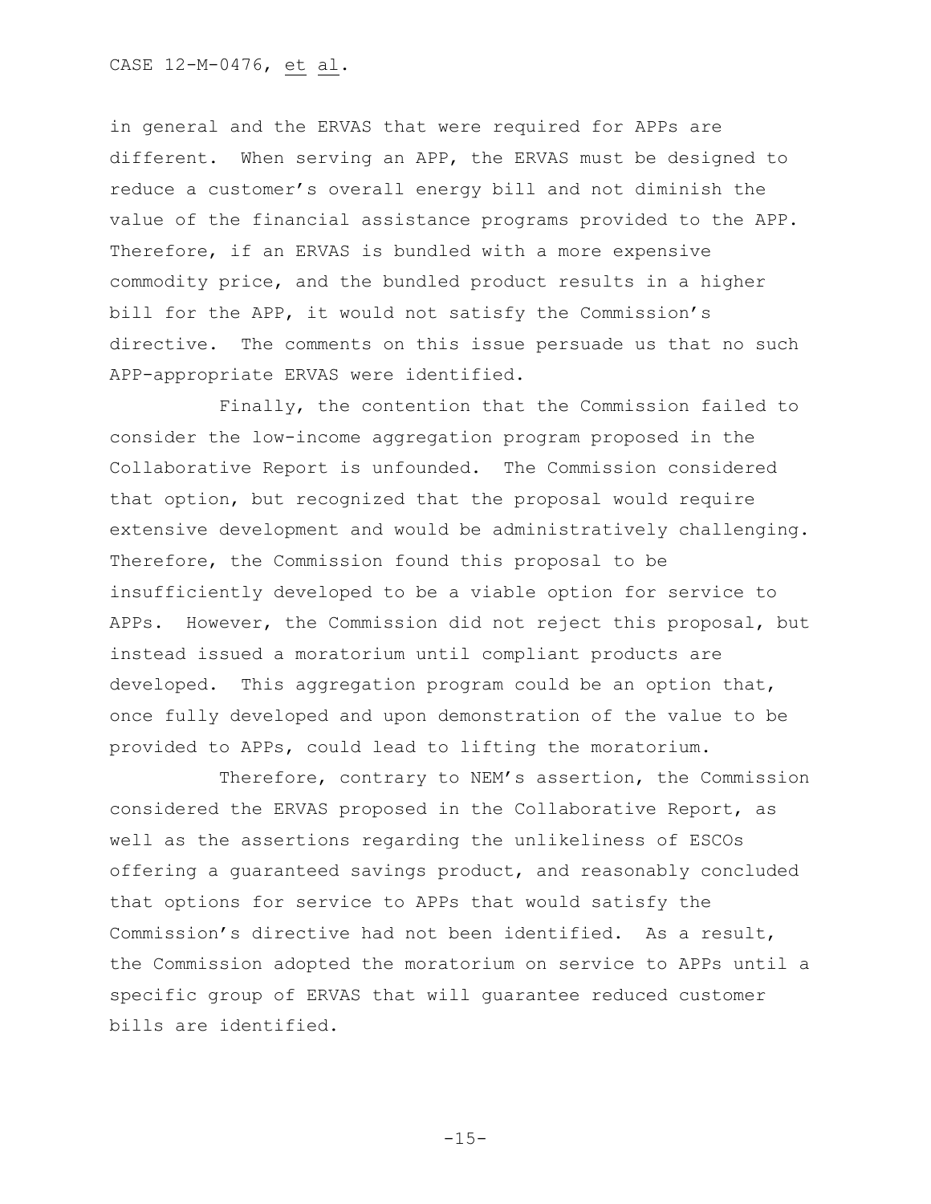in general and the ERVAS that were required for APPs are different. When serving an APP, the ERVAS must be designed to reduce a customer's overall energy bill and not diminish the value of the financial assistance programs provided to the APP. Therefore, if an ERVAS is bundled with a more expensive commodity price, and the bundled product results in a higher bill for the APP, it would not satisfy the Commission's directive. The comments on this issue persuade us that no such APP-appropriate ERVAS were identified.

Finally, the contention that the Commission failed to consider the low-income aggregation program proposed in the Collaborative Report is unfounded. The Commission considered that option, but recognized that the proposal would require extensive development and would be administratively challenging. Therefore, the Commission found this proposal to be insufficiently developed to be a viable option for service to APPs. However, the Commission did not reject this proposal, but instead issued a moratorium until compliant products are developed. This aggregation program could be an option that, once fully developed and upon demonstration of the value to be provided to APPs, could lead to lifting the moratorium.

Therefore, contrary to NEM's assertion, the Commission considered the ERVAS proposed in the Collaborative Report, as well as the assertions regarding the unlikeliness of ESCOs offering a guaranteed savings product, and reasonably concluded that options for service to APPs that would satisfy the Commission's directive had not been identified. As a result, the Commission adopted the moratorium on service to APPs until a specific group of ERVAS that will guarantee reduced customer bills are identified.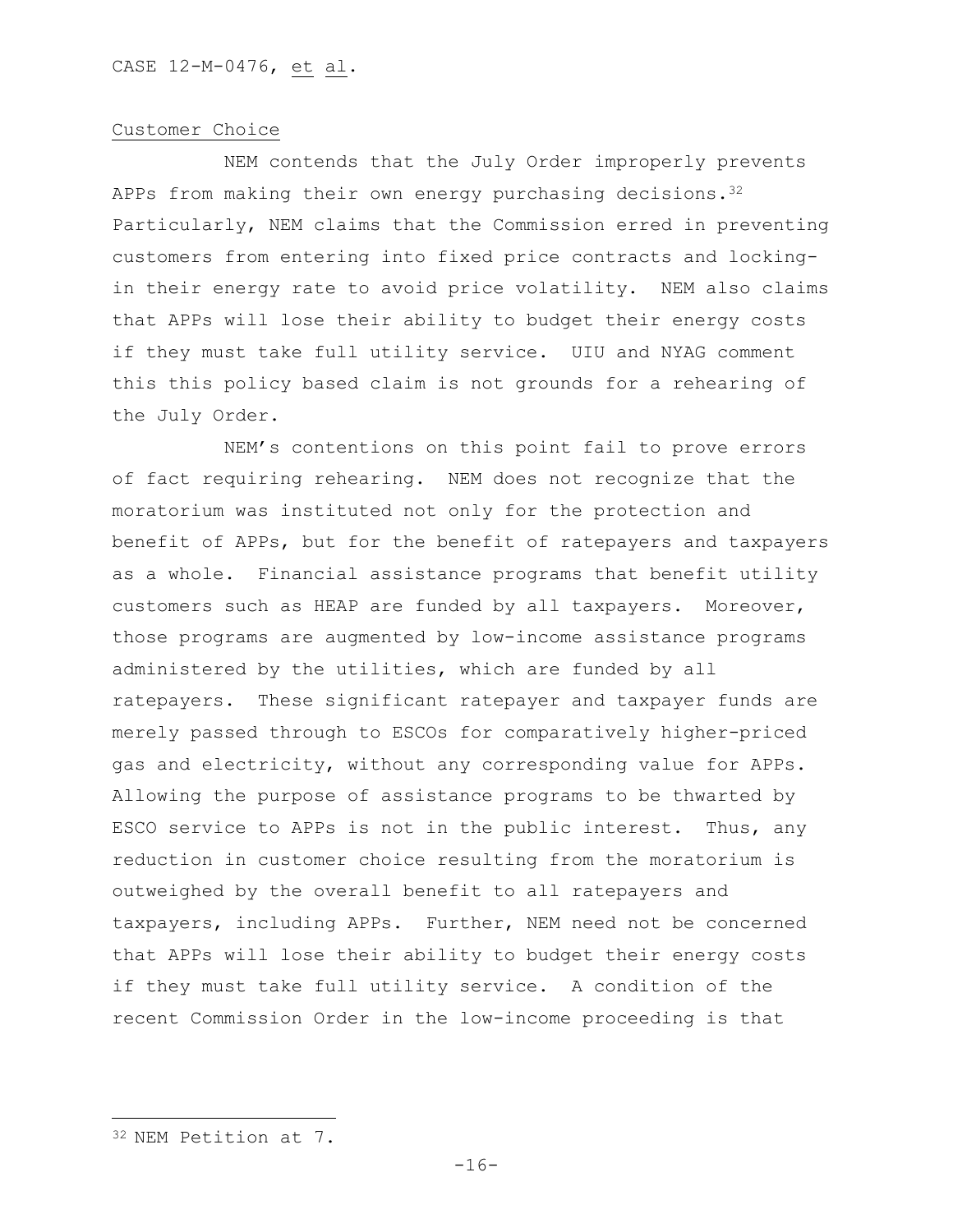## Customer Choice

NEM contends that the July Order improperly prevents APPs from making their own energy purchasing decisions.[32] Particularly, NEM claims that the Commission erred in preventing customers from entering into fixed price contracts and locking-in their energy rate to avoid price volatility. NEM also claims that APPs will lose their ability to budget their energy costs if they must take full utility service. UIU and NYAG comment this this policy based claim is not grounds for a rehearing of the July Order.

NEM's contentions on this point fail to prove errors of fact requiring rehearing. NEM does not recognize that the moratorium was instituted not only for the protection and benefit of APPs, but for the benefit of ratepayers and taxpayers as a whole. Financial assistance programs that benefit utility customers such as HEAP are funded by all taxpayers. Moreover, those programs are augmented by low-income assistance programs administered by the utilities, which are funded by all ratepayers. These significant ratepayer and taxpayer funds are merely passed through to ESCOs for comparatively higher-priced gas and electricity, without any corresponding value for APPs. Allowing the purpose of assistance programs to be thwarted by ESCO service to APPs is not in the public interest. Thus, any reduction in customer choice resulting from the moratorium is outweighed by the overall benefit to all ratepayers and taxpayers, including APPs. Further, NEM need not be concerned that APPs will lose their ability to budget their energy costs if they must take full utility service. A condition of the recent Commission Order in the low-income proceeding is that

---

[32] NEM Petition at 7.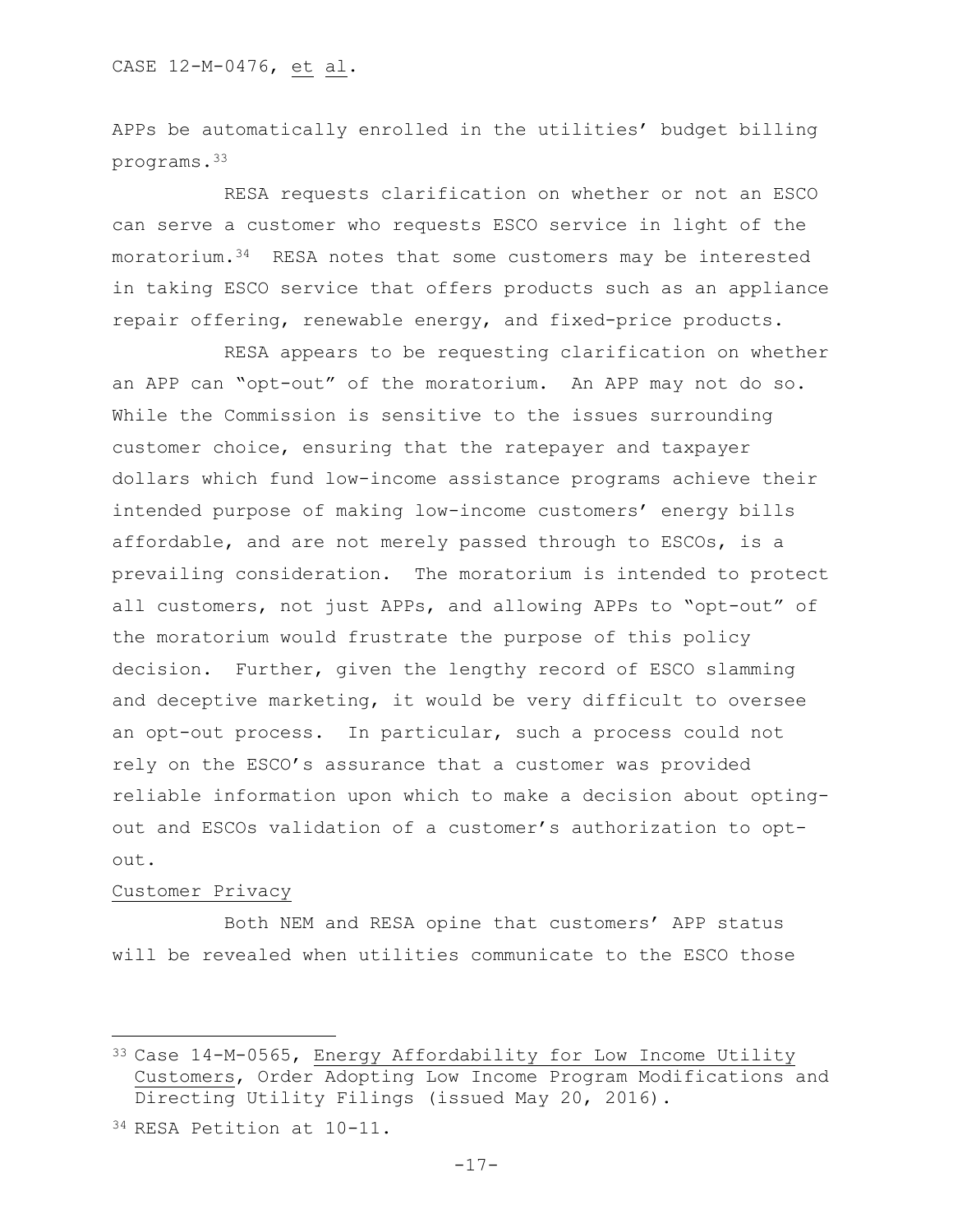APPs be automatically enrolled in the utilities' budget billing programs.[33]

RESA requests clarification on whether or not an ESCO can serve a customer who requests ESCO service in light of the moratorium.[34] RESA notes that some customers may be interested in taking ESCO service that offers products such as an appliance repair offering, renewable energy, and fixed-price products.

RESA appears to be requesting clarification on whether an APP can "opt-out" of the moratorium. An APP may not do so. While the Commission is sensitive to the issues surrounding customer choice, ensuring that the ratepayer and taxpayer dollars which fund low-income assistance programs achieve their intended purpose of making low-income customers' energy bills affordable, and are not merely passed through to ESCOs, is a prevailing consideration. The moratorium is intended to protect all customers, not just APPs, and allowing APPs to "opt-out" of the moratorium would frustrate the purpose of this policy decision. Further, given the lengthy record of ESCO slamming and deceptive marketing, it would be very difficult to oversee an opt-out process. In particular, such a process could not rely on the ESCO's assurance that a customer was provided reliable information upon which to make a decision about opting-out and ESCOs validation of a customer's authorization to opt-out.

<u>Customer Privacy</u>

Both NEM and RESA opine that customers' APP status will be revealed when utilities communicate to the ESCO those

---

[33] Case 14-M-0565, <u>Energy Affordability for Low Income Utility Customers</u>, Order Adopting Low Income Program Modifications and Directing Utility Filings (issued May 20, 2016).

[34] RESA Petition at 10-11.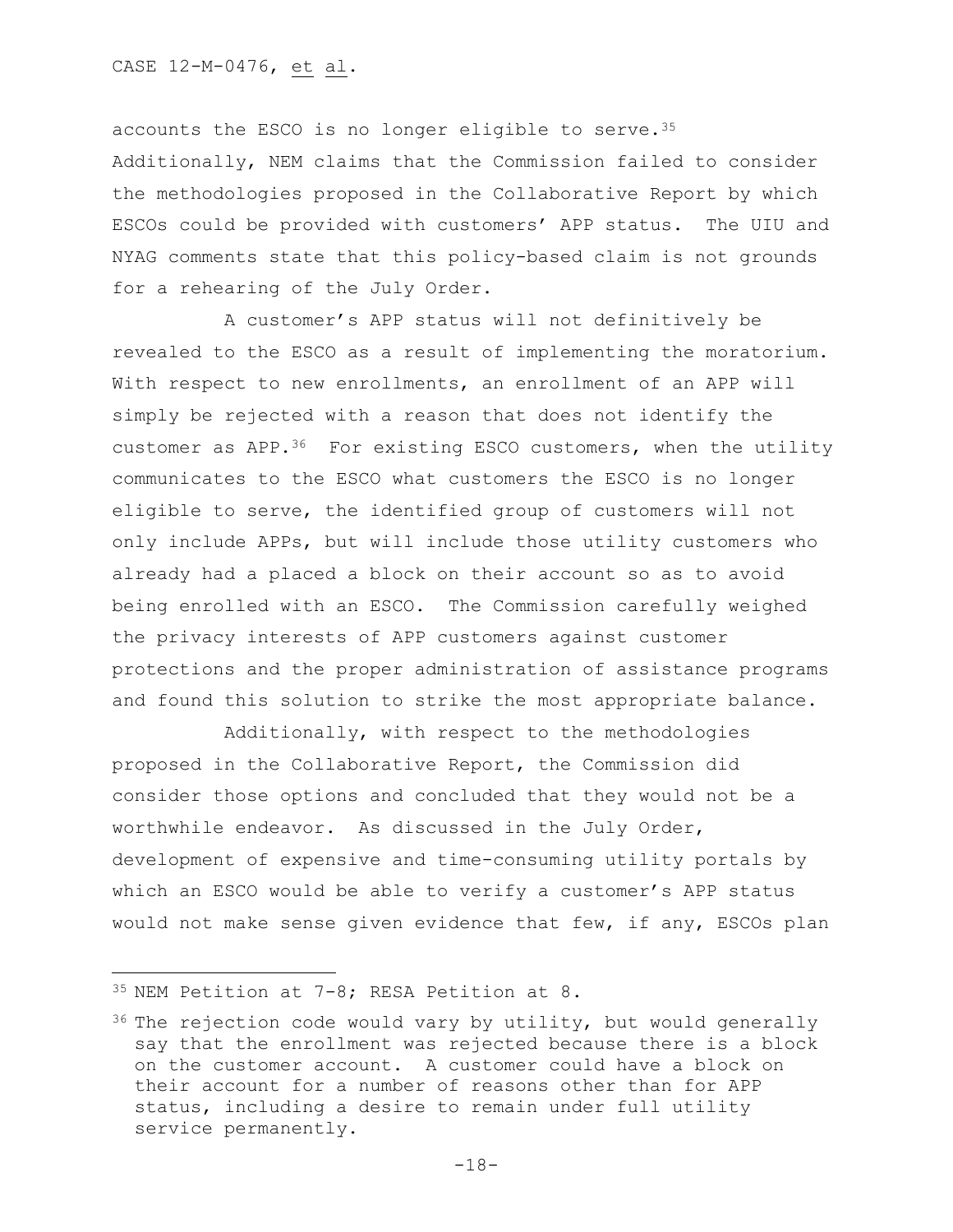accounts the ESCO is no longer eligible to serve.[35] Additionally, NEM claims that the Commission failed to consider the methodologies proposed in the Collaborative Report by which ESCOs could be provided with customers' APP status. The UIU and NYAG comments state that this policy-based claim is not grounds for a rehearing of the July Order.

A customer's APP status will not definitively be revealed to the ESCO as a result of implementing the moratorium. With respect to new enrollments, an enrollment of an APP will simply be rejected with a reason that does not identify the customer as APP.[36] For existing ESCO customers, when the utility communicates to the ESCO what customers the ESCO is no longer eligible to serve, the identified group of customers will not only include APPs, but will include those utility customers who already had a placed a block on their account so as to avoid being enrolled with an ESCO. The Commission carefully weighed the privacy interests of APP customers against customer protections and the proper administration of assistance programs and found this solution to strike the most appropriate balance.

Additionally, with respect to the methodologies proposed in the Collaborative Report, the Commission did consider those options and concluded that they would not be a worthwhile endeavor. As discussed in the July Order, development of expensive and time-consuming utility portals by which an ESCO would be able to verify a customer's APP status would not make sense given evidence that few, if any, ESCOs plan

---

[35] NEM Petition at 7-8; RESA Petition at 8.

[36] The rejection code would vary by utility, but would generally say that the enrollment was rejected because there is a block on the customer account. A customer could have a block on their account for a number of reasons other than for APP status, including a desire to remain under full utility service permanently.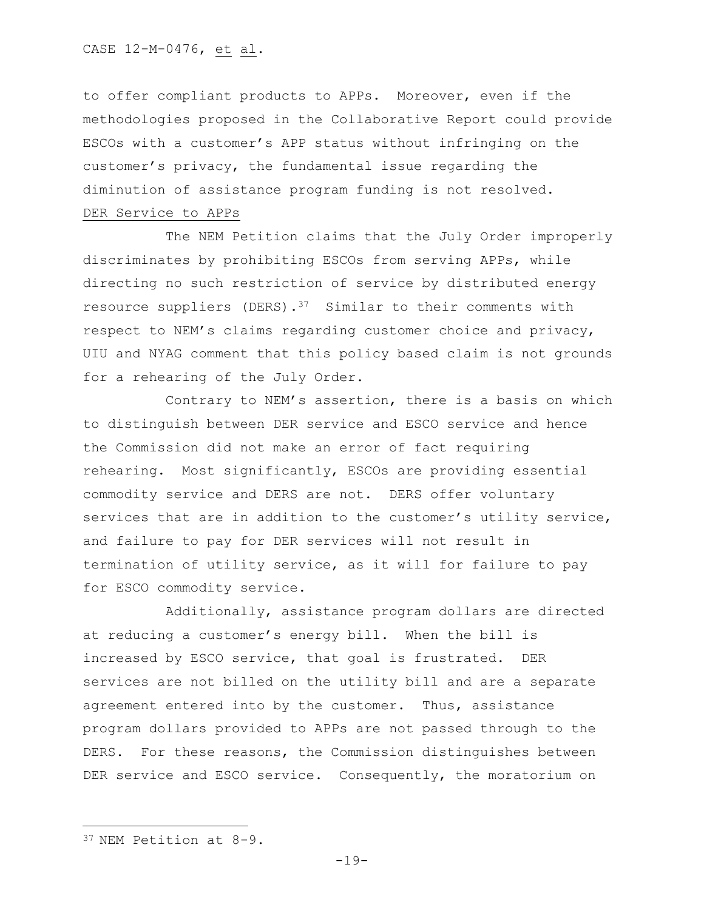to offer compliant products to APPs. Moreover, even if the methodologies proposed in the Collaborative Report could provide ESCOs with a customer's APP status without infringing on the customer's privacy, the fundamental issue regarding the diminution of assistance program funding is not resolved.

<u>DER Service to APPs</u>

The NEM Petition claims that the July Order improperly discriminates by prohibiting ESCOs from serving APPs, while directing no such restriction of service by distributed energy resource suppliers (DERS).[37] Similar to their comments with respect to NEM's claims regarding customer choice and privacy, UIU and NYAG comment that this policy based claim is not grounds for a rehearing of the July Order.

Contrary to NEM's assertion, there is a basis on which to distinguish between DER service and ESCO service and hence the Commission did not make an error of fact requiring rehearing. Most significantly, ESCOs are providing essential commodity service and DERS are not. DERS offer voluntary services that are in addition to the customer's utility service, and failure to pay for DER services will not result in termination of utility service, as it will for failure to pay for ESCO commodity service.

Additionally, assistance program dollars are directed at reducing a customer's energy bill. When the bill is increased by ESCO service, that goal is frustrated. DER services are not billed on the utility bill and are a separate agreement entered into by the customer. Thus, assistance program dollars provided to APPs are not passed through to the DERS. For these reasons, the Commission distinguishes between DER service and ESCO service. Consequently, the moratorium on

---

[37] NEM Petition at 8-9.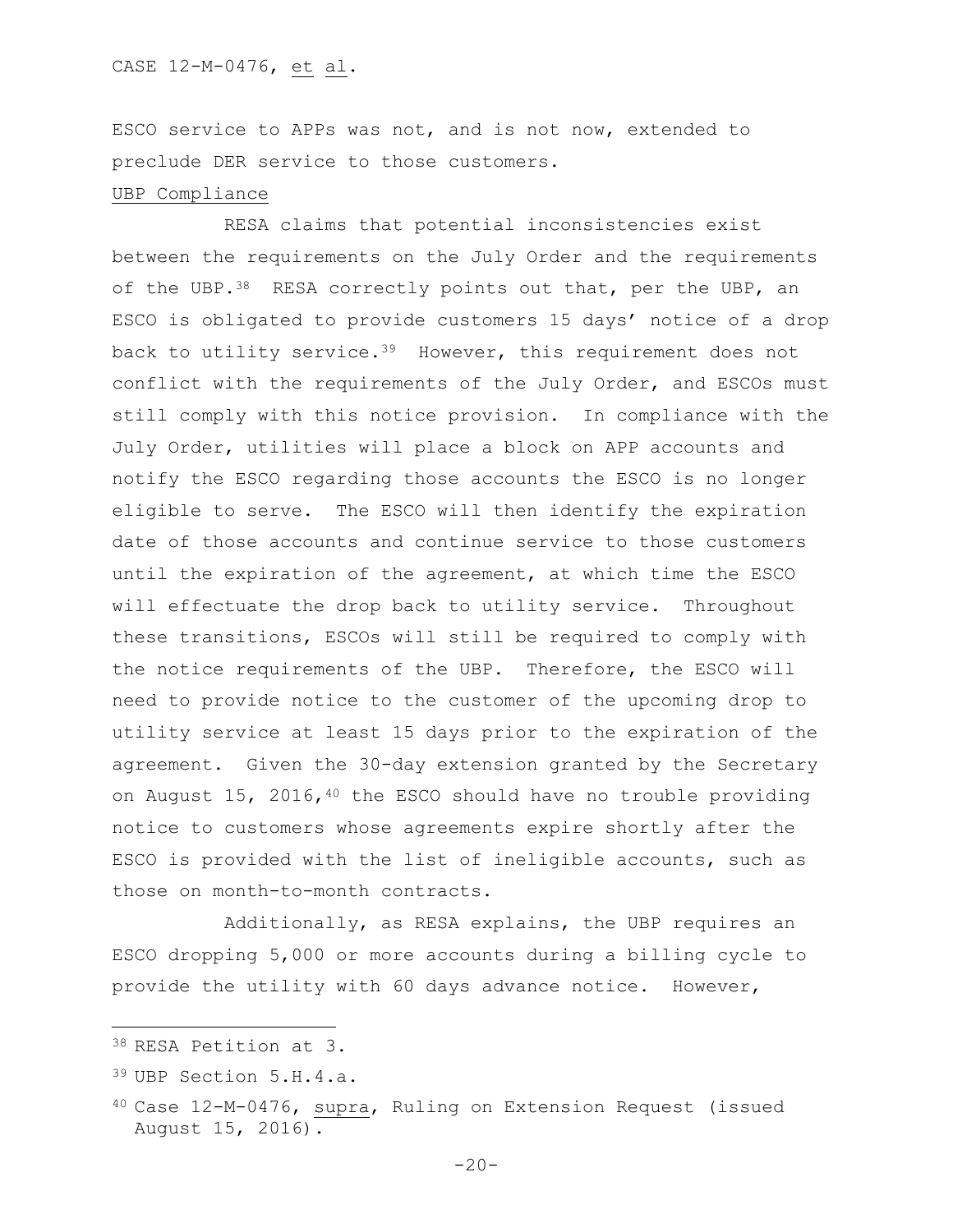ESCO service to APPs was not, and is not now, extended to preclude DER service to those customers.

UBP Compliance

RESA claims that potential inconsistencies exist between the requirements on the July Order and the requirements of the UBP.[38] RESA correctly points out that, per the UBP, an ESCO is obligated to provide customers 15 days' notice of a drop back to utility service.[39] However, this requirement does not conflict with the requirements of the July Order, and ESCOs must still comply with this notice provision. In compliance with the July Order, utilities will place a block on APP accounts and notify the ESCO regarding those accounts the ESCO is no longer eligible to serve. The ESCO will then identify the expiration date of those accounts and continue service to those customers until the expiration of the agreement, at which time the ESCO will effectuate the drop back to utility service. Throughout these transitions, ESCOs will still be required to comply with the notice requirements of the UBP. Therefore, the ESCO will need to provide notice to the customer of the upcoming drop to utility service at least 15 days prior to the expiration of the agreement. Given the 30-day extension granted by the Secretary on August 15, 2016,[40] the ESCO should have no trouble providing notice to customers whose agreements expire shortly after the ESCO is provided with the list of ineligible accounts, such as those on month-to-month contracts.

Additionally, as RESA explains, the UBP requires an ESCO dropping 5,000 or more accounts during a billing cycle to provide the utility with 60 days advance notice. However,

---

[38] RESA Petition at 3.

[39] UBP Section 5.H.4.a.

[40] Case 12-M-0476, supra, Ruling on Extension Request (issued August 15, 2016).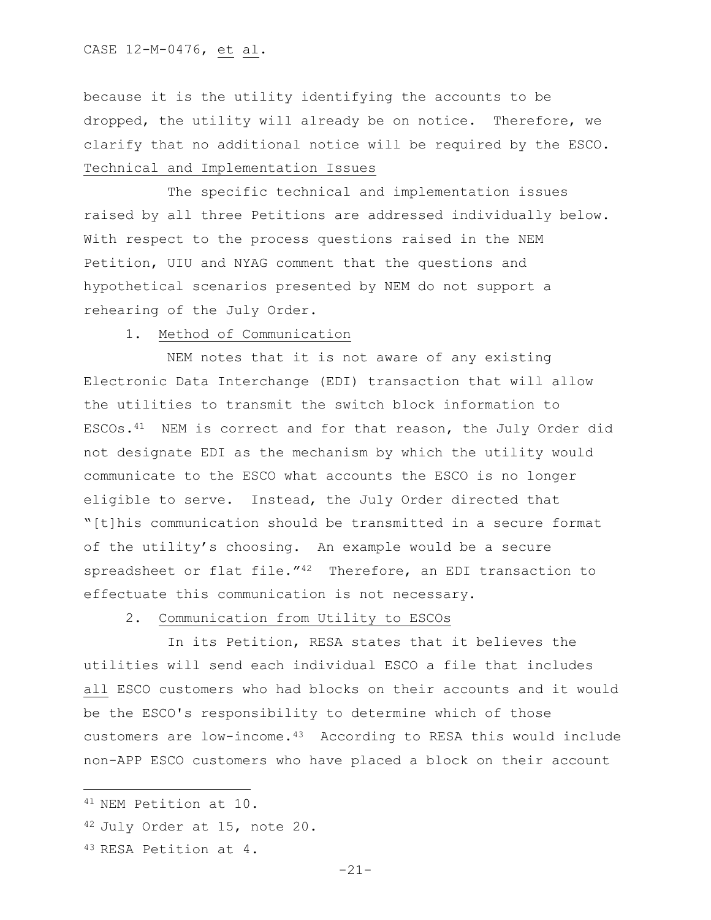because it is the utility identifying the accounts to be dropped, the utility will already be on notice. Therefore, we clarify that no additional notice will be required by the ESCO.

Technical and Implementation Issues

The specific technical and implementation issues raised by all three Petitions are addressed individually below. With respect to the process questions raised in the NEM Petition, UIU and NYAG comment that the questions and hypothetical scenarios presented by NEM do not support a rehearing of the July Order.

1. Method of Communication

NEM notes that it is not aware of any existing Electronic Data Interchange (EDI) transaction that will allow the utilities to transmit the switch block information to ESCOs.[41] NEM is correct and for that reason, the July Order did not designate EDI as the mechanism by which the utility would communicate to the ESCO what accounts the ESCO is no longer eligible to serve. Instead, the July Order directed that "[t]his communication should be transmitted in a secure format of the utility's choosing. An example would be a secure spreadsheet or flat file."[42] Therefore, an EDI transaction to effectuate this communication is not necessary.

2. Communication from Utility to ESCOs

In its Petition, RESA states that it believes the utilities will send each individual ESCO a file that includes all ESCO customers who had blocks on their accounts and it would be the ESCO's responsibility to determine which of those customers are low-income.[43] According to RESA this would include non-APP ESCO customers who have placed a block on their account

---

[41] NEM Petition at 10.

[42] July Order at 15, note 20.

[43] RESA Petition at 4.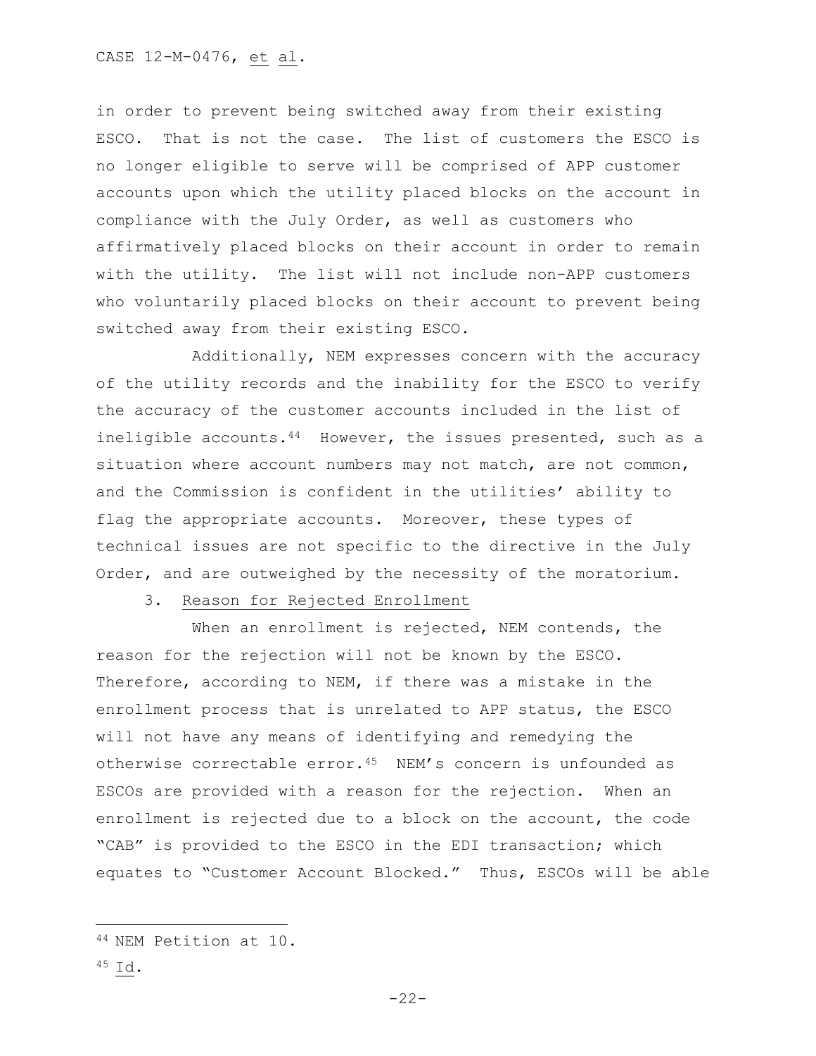in order to prevent being switched away from their existing ESCO. That is not the case. The list of customers the ESCO is no longer eligible to serve will be comprised of APP customer accounts upon which the utility placed blocks on the account in compliance with the July Order, as well as customers who affirmatively placed blocks on their account in order to remain with the utility. The list will not include non-APP customers who voluntarily placed blocks on their account to prevent being switched away from their existing ESCO.

Additionally, NEM expresses concern with the accuracy of the utility records and the inability for the ESCO to verify the accuracy of the customer accounts included in the list of ineligible accounts.[44] However, the issues presented, such as a situation where account numbers may not match, are not common, and the Commission is confident in the utilities' ability to flag the appropriate accounts. Moreover, these types of technical issues are not specific to the directive in the July Order, and are outweighed by the necessity of the moratorium.

3. Reason for Rejected Enrollment

When an enrollment is rejected, NEM contends, the reason for the rejection will not be known by the ESCO. Therefore, according to NEM, if there was a mistake in the enrollment process that is unrelated to APP status, the ESCO will not have any means of identifying and remedying the otherwise correctable error.[45] NEM's concern is unfounded as ESCOs are provided with a reason for the rejection. When an enrollment is rejected due to a block on the account, the code "CAB" is provided to the ESCO in the EDI transaction; which equates to "Customer Account Blocked." Thus, ESCOs will be able

---

[44] NEM Petition at 10.

[45] Id.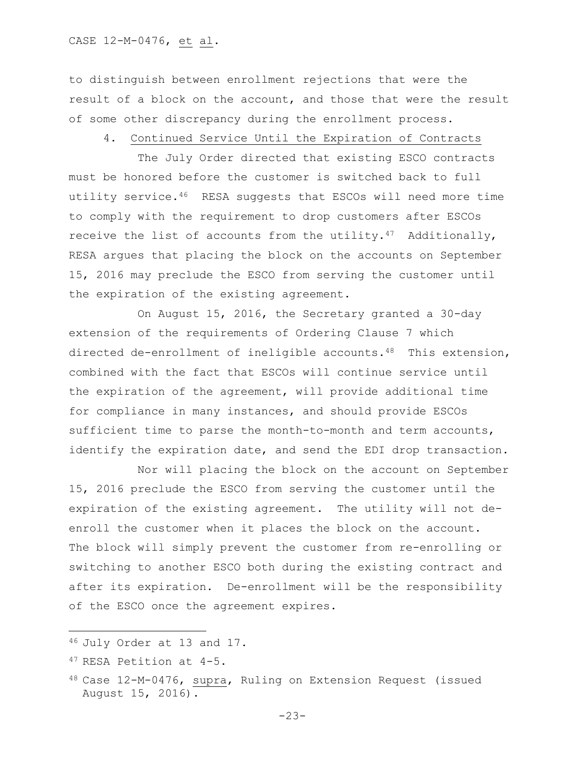to distinguish between enrollment rejections that were the result of a block on the account, and those that were the result of some other discrepancy during the enrollment process.

### 4. Continued Service Until the Expiration of Contracts

The July Order directed that existing ESCO contracts must be honored before the customer is switched back to full utility service.[46] RESA suggests that ESCOs will need more time to comply with the requirement to drop customers after ESCOs receive the list of accounts from the utility.[47] Additionally, RESA argues that placing the block on the accounts on September 15, 2016 may preclude the ESCO from serving the customer until the expiration of the existing agreement.

On August 15, 2016, the Secretary granted a 30-day extension of the requirements of Ordering Clause 7 which directed de-enrollment of ineligible accounts.[48] This extension, combined with the fact that ESCOs will continue service until the expiration of the agreement, will provide additional time for compliance in many instances, and should provide ESCOs sufficient time to parse the month-to-month and term accounts, identify the expiration date, and send the EDI drop transaction.

Nor will placing the block on the account on September 15, 2016 preclude the ESCO from serving the customer until the expiration of the existing agreement. The utility will not de-enroll the customer when it places the block on the account. The block will simply prevent the customer from re-enrolling or switching to another ESCO both during the existing contract and after its expiration. De-enrollment will be the responsibility of the ESCO once the agreement expires.

---

[46] July Order at 13 and 17.

[47] RESA Petition at 4-5.

[48] Case 12-M-0476, _supra_, Ruling on Extension Request (issued August 15, 2016).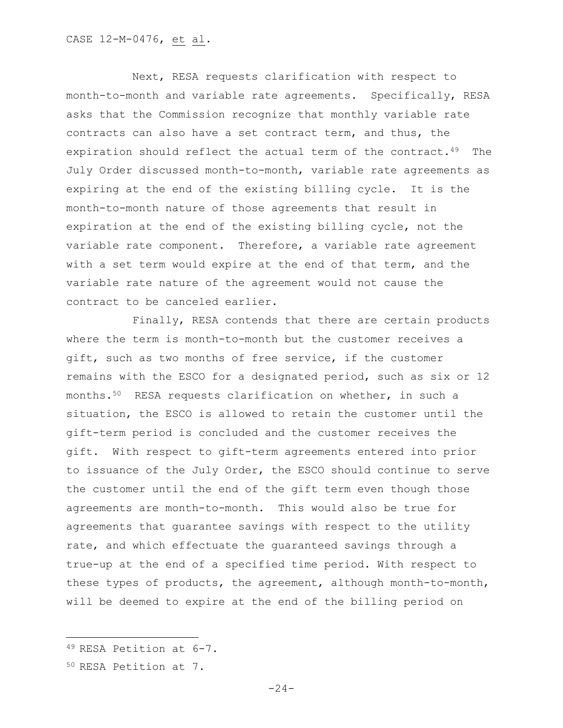Next, RESA requests clarification with respect to month-to-month and variable rate agreements. Specifically, RESA asks that the Commission recognize that monthly variable rate contracts can also have a set contract term, and thus, the expiration should reflect the actual term of the contract.[49] The July Order discussed month-to-month, variable rate agreements as expiring at the end of the existing billing cycle. It is the month-to-month nature of those agreements that result in expiration at the end of the existing billing cycle, not the variable rate component. Therefore, a variable rate agreement with a set term would expire at the end of that term, and the variable rate nature of the agreement would not cause the contract to be canceled earlier.

Finally, RESA contends that there are certain products where the term is month-to-month but the customer receives a gift, such as two months of free service, if the customer remains with the ESCO for a designated period, such as six or 12 months.[50] RESA requests clarification on whether, in such a situation, the ESCO is allowed to retain the customer until the gift-term period is concluded and the customer receives the gift. With respect to gift-term agreements entered into prior to issuance of the July Order, the ESCO should continue to serve the customer until the end of the gift term even though those agreements are month-to-month. This would also be true for agreements that guarantee savings with respect to the utility rate, and which effectuate the guaranteed savings through a true-up at the end of a specified time period. With respect to these types of products, the agreement, although month-to-month, will be deemed to expire at the end of the billing period on

---

[49] RESA Petition at 6-7.

[50] RESA Petition at 7.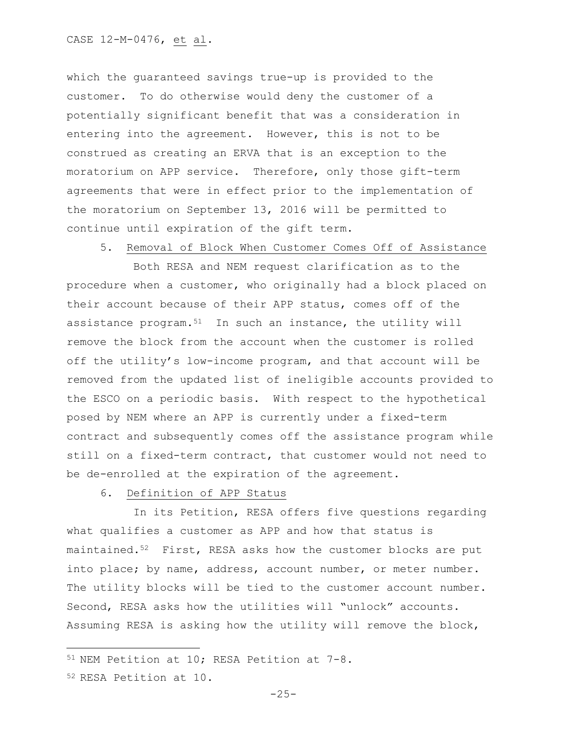which the guaranteed savings true-up is provided to the customer. To do otherwise would deny the customer of a potentially significant benefit that was a consideration in entering into the agreement. However, this is not to be construed as creating an ERVA that is an exception to the moratorium on APP service. Therefore, only those gift-term agreements that were in effect prior to the implementation of the moratorium on September 13, 2016 will be permitted to continue until expiration of the gift term.

5. Removal of Block When Customer Comes Off of Assistance

Both RESA and NEM request clarification as to the procedure when a customer, who originally had a block placed on their account because of their APP status, comes off of the assistance program.[51] In such an instance, the utility will remove the block from the account when the customer is rolled off the utility's low-income program, and that account will be removed from the updated list of ineligible accounts provided to the ESCO on a periodic basis. With respect to the hypothetical posed by NEM where an APP is currently under a fixed-term contract and subsequently comes off the assistance program while still on a fixed-term contract, that customer would not need to be de-enrolled at the expiration of the agreement.

6. Definition of APP Status

In its Petition, RESA offers five questions regarding what qualifies a customer as APP and how that status is maintained.[52] First, RESA asks how the customer blocks are put into place; by name, address, account number, or meter number. The utility blocks will be tied to the customer account number. Second, RESA asks how the utilities will "unlock" accounts. Assuming RESA is asking how the utility will remove the block,

---

[51] NEM Petition at 10; RESA Petition at 7-8.

[52] RESA Petition at 10.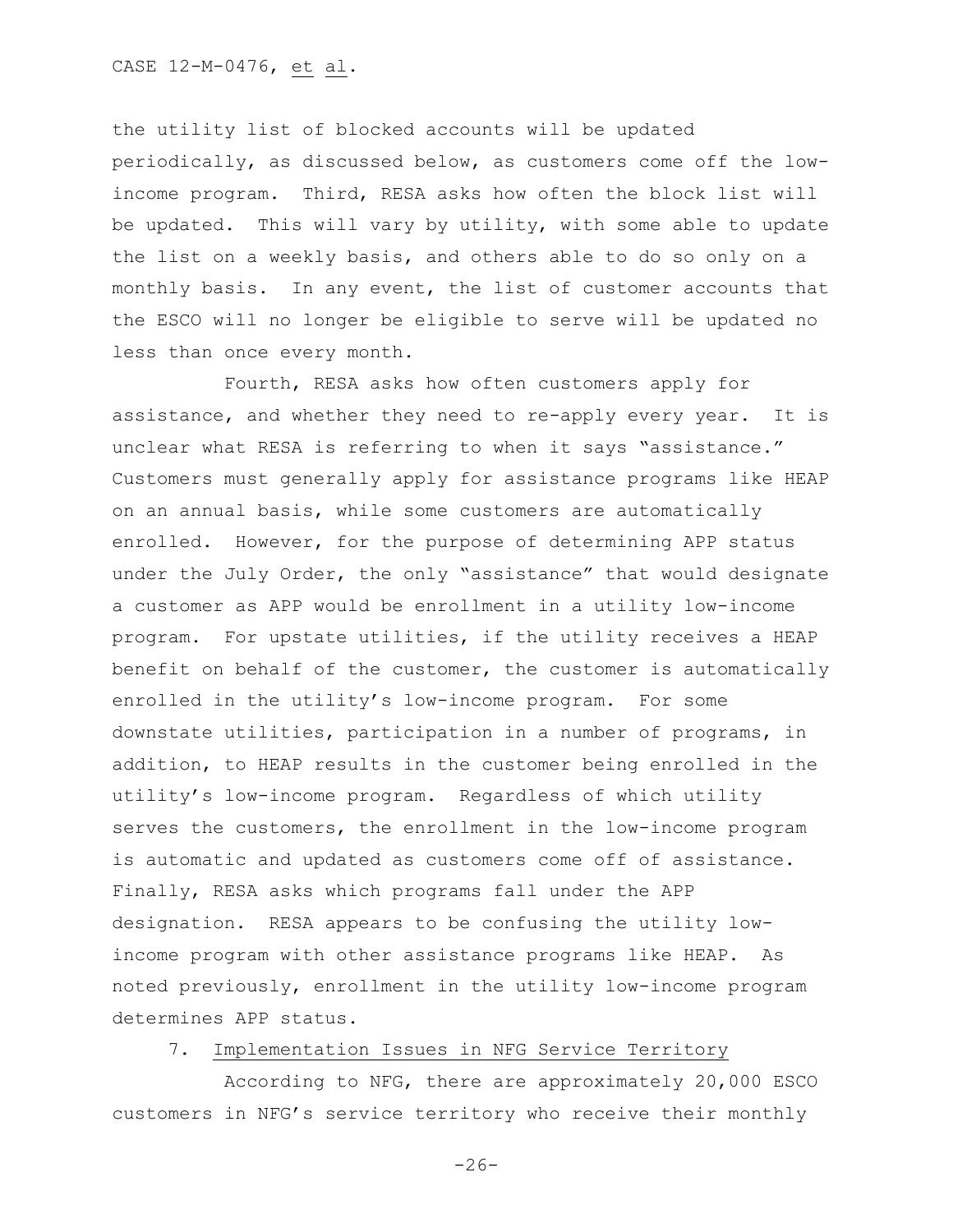the utility list of blocked accounts will be updated periodically, as discussed below, as customers come off the low-income program. Third, RESA asks how often the block list will be updated. This will vary by utility, with some able to update the list on a weekly basis, and others able to do so only on a monthly basis. In any event, the list of customer accounts that the ESCO will no longer be eligible to serve will be updated no less than once every month.

Fourth, RESA asks how often customers apply for assistance, and whether they need to re-apply every year. It is unclear what RESA is referring to when it says "assistance." Customers must generally apply for assistance programs like HEAP on an annual basis, while some customers are automatically enrolled. However, for the purpose of determining APP status under the July Order, the only "assistance" that would designate a customer as APP would be enrollment in a utility low-income program. For upstate utilities, if the utility receives a HEAP benefit on behalf of the customer, the customer is automatically enrolled in the utility's low-income program. For some downstate utilities, participation in a number of programs, in addition, to HEAP results in the customer being enrolled in the utility's low-income program. Regardless of which utility serves the customers, the enrollment in the low-income program is automatic and updated as customers come off of assistance. Finally, RESA asks which programs fall under the APP designation. RESA appears to be confusing the utility low-income program with other assistance programs like HEAP. As noted previously, enrollment in the utility low-income program determines APP status.

7. Implementation Issues in NFG Service Territory

According to NFG, there are approximately 20,000 ESCO customers in NFG's service territory who receive their monthly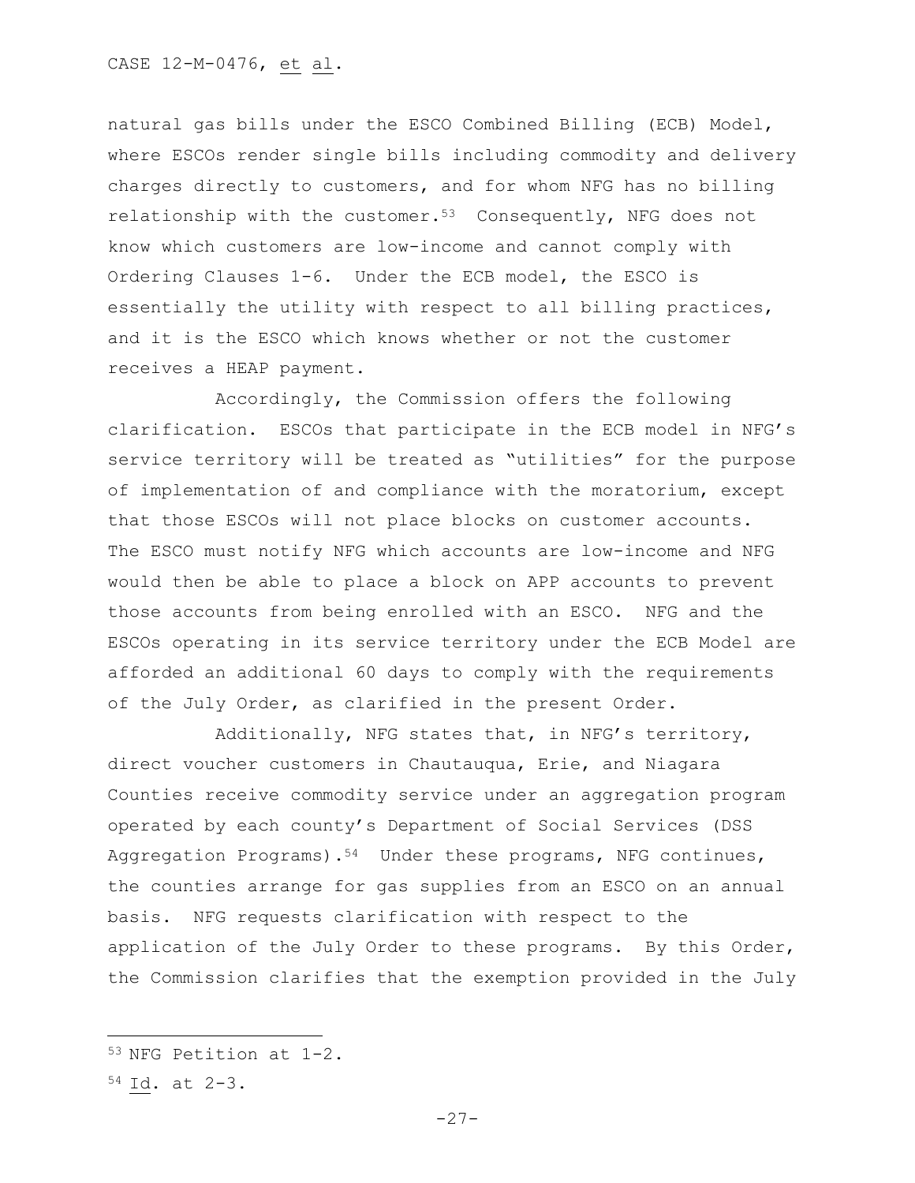natural gas bills under the ESCO Combined Billing (ECB) Model, where ESCOs render single bills including commodity and delivery charges directly to customers, and for whom NFG has no billing relationship with the customer.[53] Consequently, NFG does not know which customers are low-income and cannot comply with Ordering Clauses 1-6. Under the ECB model, the ESCO is essentially the utility with respect to all billing practices, and it is the ESCO which knows whether or not the customer receives a HEAP payment.

Accordingly, the Commission offers the following clarification. ESCOs that participate in the ECB model in NFG's service territory will be treated as "utilities" for the purpose of implementation of and compliance with the moratorium, except that those ESCOs will not place blocks on customer accounts. The ESCO must notify NFG which accounts are low-income and NFG would then be able to place a block on APP accounts to prevent those accounts from being enrolled with an ESCO. NFG and the ESCOs operating in its service territory under the ECB Model are afforded an additional 60 days to comply with the requirements of the July Order, as clarified in the present Order.

Additionally, NFG states that, in NFG's territory, direct voucher customers in Chautauqua, Erie, and Niagara Counties receive commodity service under an aggregation program operated by each county's Department of Social Services (DSS Aggregation Programs).[54] Under these programs, NFG continues, the counties arrange for gas supplies from an ESCO on an annual basis. NFG requests clarification with respect to the application of the July Order to these programs. By this Order, the Commission clarifies that the exemption provided in the July

---

[53] NFG Petition at 1-2.

[54] Id. at 2-3.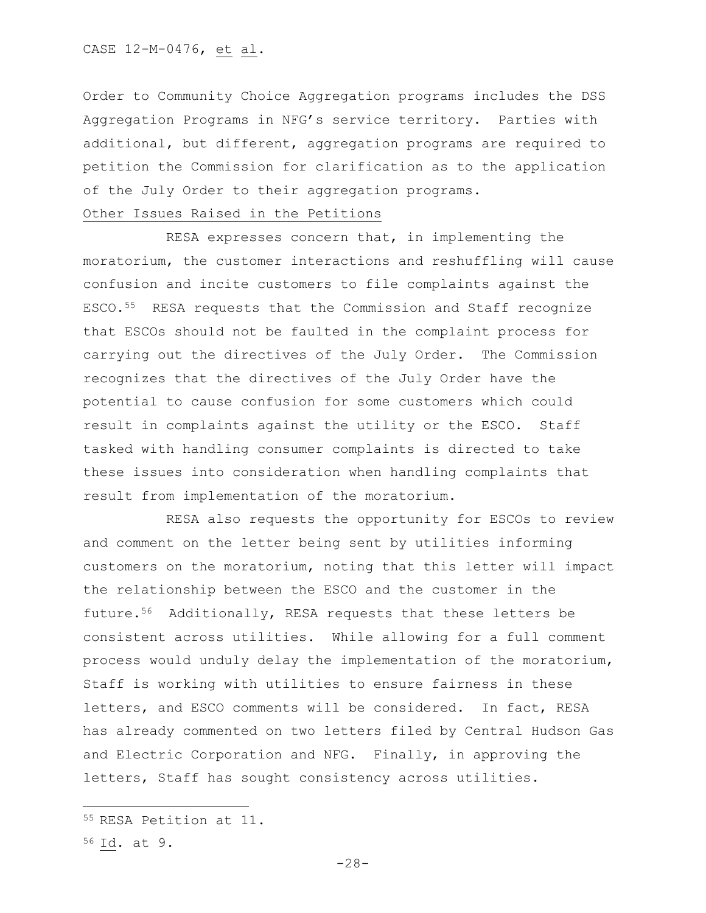Order to Community Choice Aggregation programs includes the DSS Aggregation Programs in NFG's service territory. Parties with additional, but different, aggregation programs are required to petition the Commission for clarification as to the application of the July Order to their aggregation programs.

Other Issues Raised in the Petitions

RESA expresses concern that, in implementing the moratorium, the customer interactions and reshuffling will cause confusion and incite customers to file complaints against the ESCO.[55] RESA requests that the Commission and Staff recognize that ESCOs should not be faulted in the complaint process for carrying out the directives of the July Order. The Commission recognizes that the directives of the July Order have the potential to cause confusion for some customers which could result in complaints against the utility or the ESCO. Staff tasked with handling consumer complaints is directed to take these issues into consideration when handling complaints that result from implementation of the moratorium.

RESA also requests the opportunity for ESCOs to review and comment on the letter being sent by utilities informing customers on the moratorium, noting that this letter will impact the relationship between the ESCO and the customer in the future.[56] Additionally, RESA requests that these letters be consistent across utilities. While allowing for a full comment process would unduly delay the implementation of the moratorium, Staff is working with utilities to ensure fairness in these letters, and ESCO comments will be considered. In fact, RESA has already commented on two letters filed by Central Hudson Gas and Electric Corporation and NFG. Finally, in approving the letters, Staff has sought consistency across utilities.

---

[55] RESA Petition at 11.

[56] Id. at 9.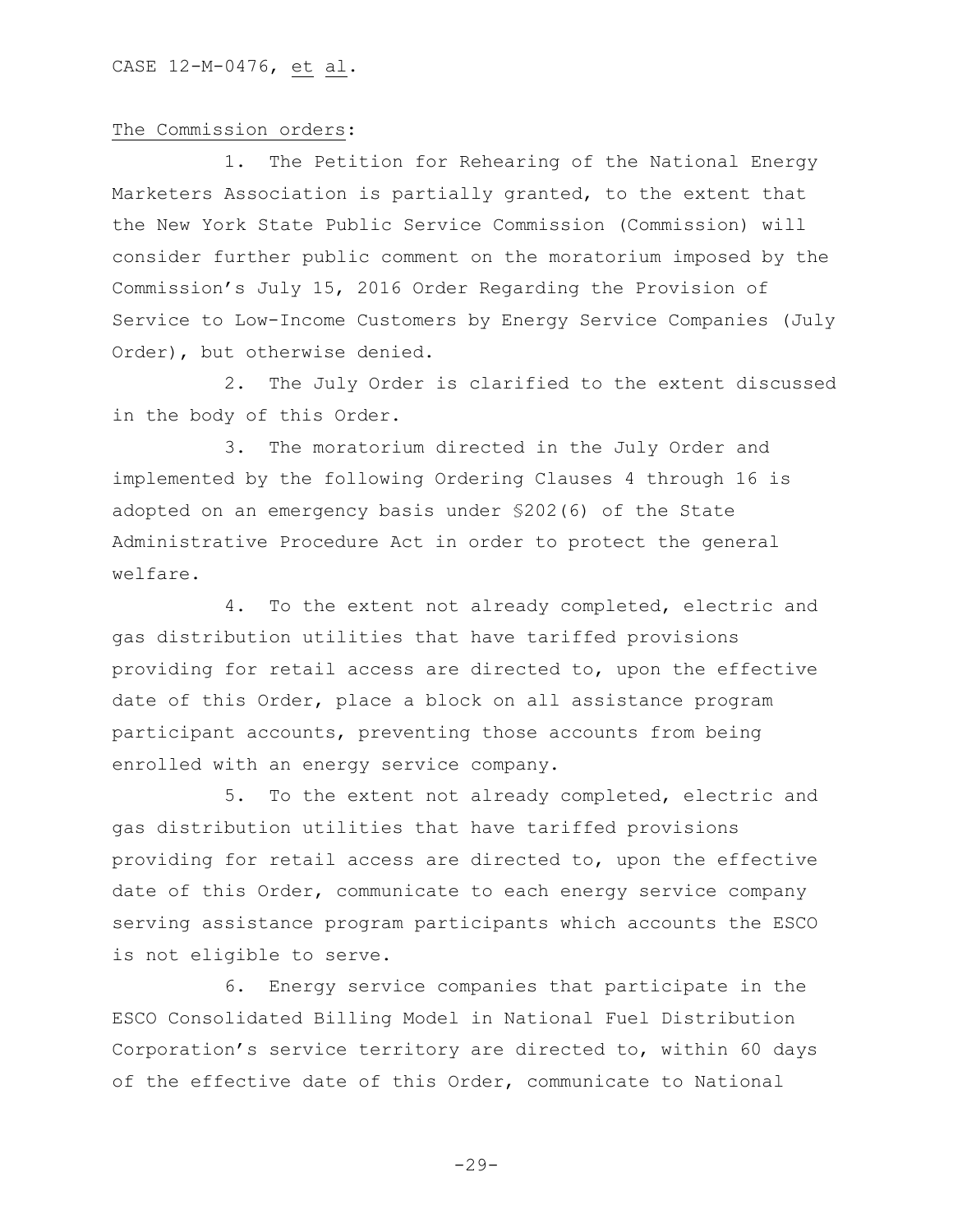The Commission orders:

1. The Petition for Rehearing of the National Energy Marketers Association is partially granted, to the extent that the New York State Public Service Commission (Commission) will consider further public comment on the moratorium imposed by the Commission's July 15, 2016 Order Regarding the Provision of Service to Low-Income Customers by Energy Service Companies (July Order), but otherwise denied.

2. The July Order is clarified to the extent discussed in the body of this Order.

3. The moratorium directed in the July Order and implemented by the following Ordering Clauses 4 through 16 is adopted on an emergency basis under §202(6) of the State Administrative Procedure Act in order to protect the general welfare.

4. To the extent not already completed, electric and gas distribution utilities that have tariffed provisions providing for retail access are directed to, upon the effective date of this Order, place a block on all assistance program participant accounts, preventing those accounts from being enrolled with an energy service company.

5. To the extent not already completed, electric and gas distribution utilities that have tariffed provisions providing for retail access are directed to, upon the effective date of this Order, communicate to each energy service company serving assistance program participants which accounts the ESCO is not eligible to serve.

6. Energy service companies that participate in the ESCO Consolidated Billing Model in National Fuel Distribution Corporation's service territory are directed to, within 60 days of the effective date of this Order, communicate to National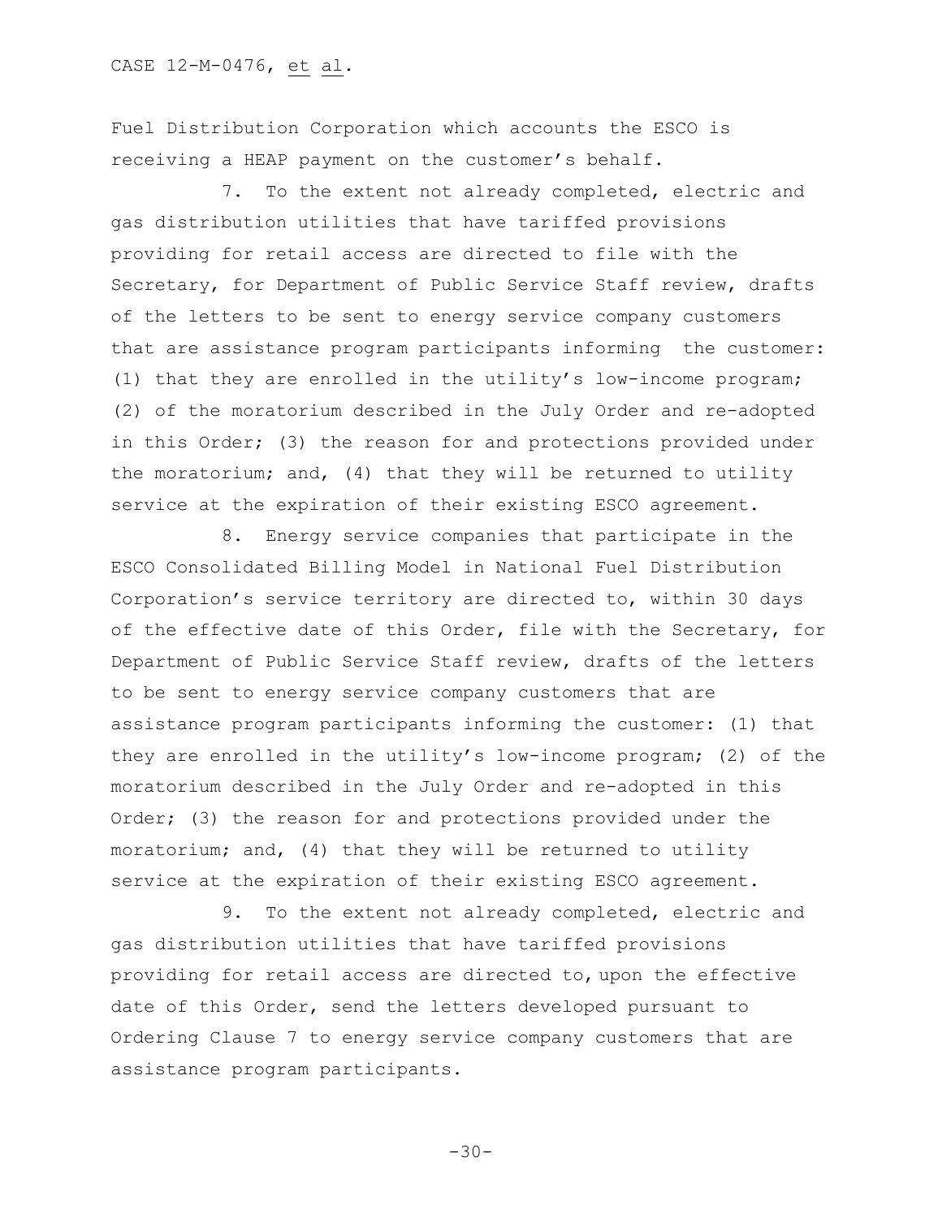Fuel Distribution Corporation which accounts the ESCO is receiving a HEAP payment on the customer's behalf.

7. To the extent not already completed, electric and gas distribution utilities that have tariffed provisions providing for retail access are directed to file with the Secretary, for Department of Public Service Staff review, drafts of the letters to be sent to energy service company customers that are assistance program participants informing the customer: (1) that they are enrolled in the utility's low-income program; (2) of the moratorium described in the July Order and re-adopted in this Order; (3) the reason for and protections provided under the moratorium; and, (4) that they will be returned to utility service at the expiration of their existing ESCO agreement.

8. Energy service companies that participate in the ESCO Consolidated Billing Model in National Fuel Distribution Corporation's service territory are directed to, within 30 days of the effective date of this Order, file with the Secretary, for Department of Public Service Staff review, drafts of the letters to be sent to energy service company customers that are assistance program participants informing the customer: (1) that they are enrolled in the utility's low-income program; (2) of the moratorium described in the July Order and re-adopted in this Order; (3) the reason for and protections provided under the moratorium; and, (4) that they will be returned to utility service at the expiration of their existing ESCO agreement.

9. To the extent not already completed, electric and gas distribution utilities that have tariffed provisions providing for retail access are directed to, upon the effective date of this Order, send the letters developed pursuant to Ordering Clause 7 to energy service company customers that are assistance program participants.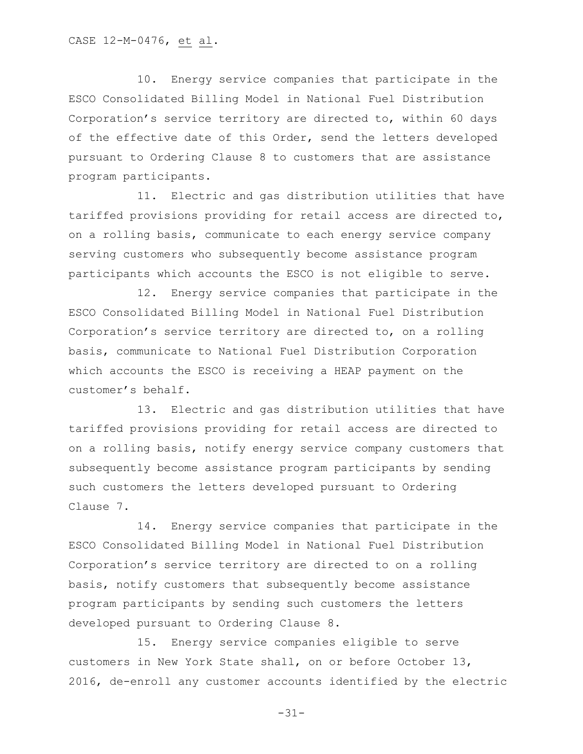10. Energy service companies that participate in the ESCO Consolidated Billing Model in National Fuel Distribution Corporation's service territory are directed to, within 60 days of the effective date of this Order, send the letters developed pursuant to Ordering Clause 8 to customers that are assistance program participants.

11. Electric and gas distribution utilities that have tariffed provisions providing for retail access are directed to, on a rolling basis, communicate to each energy service company serving customers who subsequently become assistance program participants which accounts the ESCO is not eligible to serve.

12. Energy service companies that participate in the ESCO Consolidated Billing Model in National Fuel Distribution Corporation's service territory are directed to, on a rolling basis, communicate to National Fuel Distribution Corporation which accounts the ESCO is receiving a HEAP payment on the customer's behalf.

13. Electric and gas distribution utilities that have tariffed provisions providing for retail access are directed to on a rolling basis, notify energy service company customers that subsequently become assistance program participants by sending such customers the letters developed pursuant to Ordering Clause 7.

14. Energy service companies that participate in the ESCO Consolidated Billing Model in National Fuel Distribution Corporation's service territory are directed to on a rolling basis, notify customers that subsequently become assistance program participants by sending such customers the letters developed pursuant to Ordering Clause 8.

15. Energy service companies eligible to serve customers in New York State shall, on or before October 13, 2016, de-enroll any customer accounts identified by the electric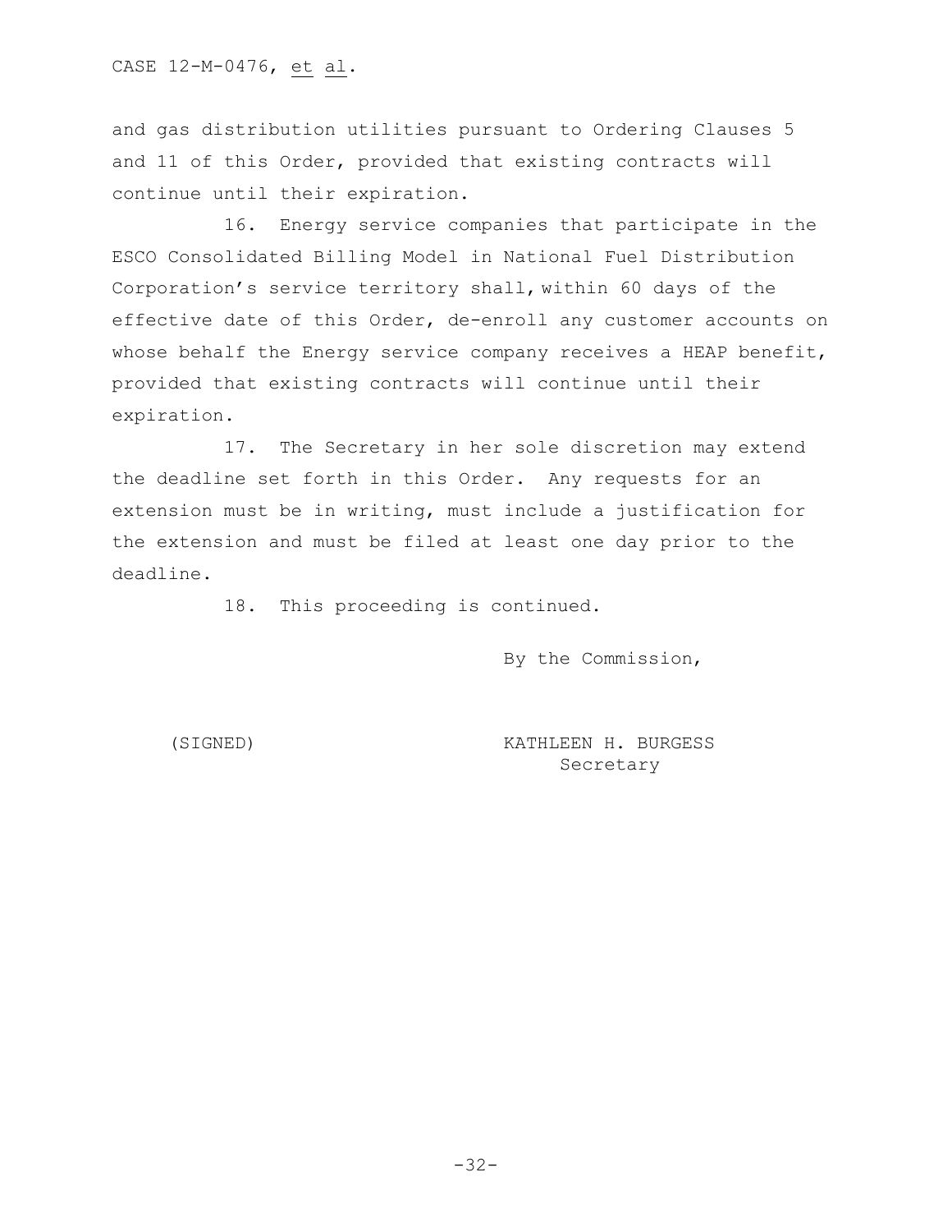and gas distribution utilities pursuant to Ordering Clauses 5 and 11 of this Order, provided that existing contracts will continue until their expiration.

16. Energy service companies that participate in the ESCO Consolidated Billing Model in National Fuel Distribution Corporation's service territory shall, within 60 days of the effective date of this Order, de-enroll any customer accounts on whose behalf the Energy service company receives a HEAP benefit, provided that existing contracts will continue until their expiration.

17. The Secretary in her sole discretion may extend the deadline set forth in this Order. Any requests for an extension must be in writing, must include a justification for the extension and must be filed at least one day prior to the deadline.

18. This proceeding is continued.

By the Commission,

(SIGNED) KATHLEEN H. BURGESS
Secretary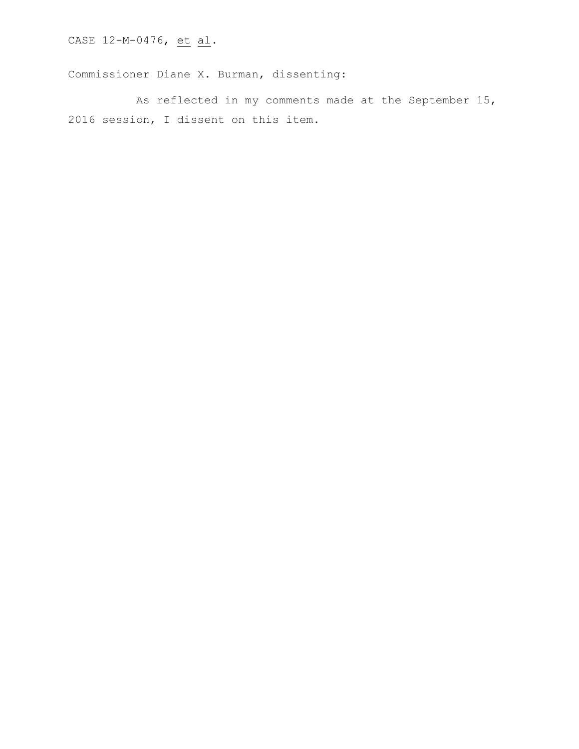CASE 12-M-0476, _et al_.

Commissioner Diane X. Burman, dissenting:

As reflected in my comments made at the September 15, 2016 session, I dissent on this item.